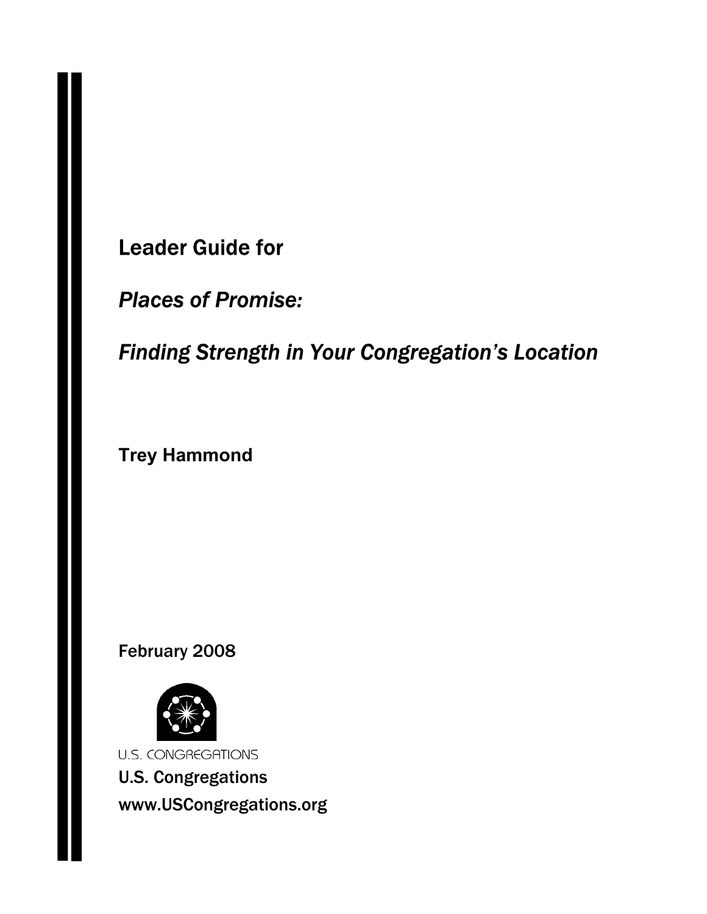# Leader Guide for

## *Places of Promise:*

## *Finding Strength in Your Congregation's Location*

**Trey Hammond**

February 2008

U.S. CONGREGATIONS

U.S. Congregations

www.USCongregations.org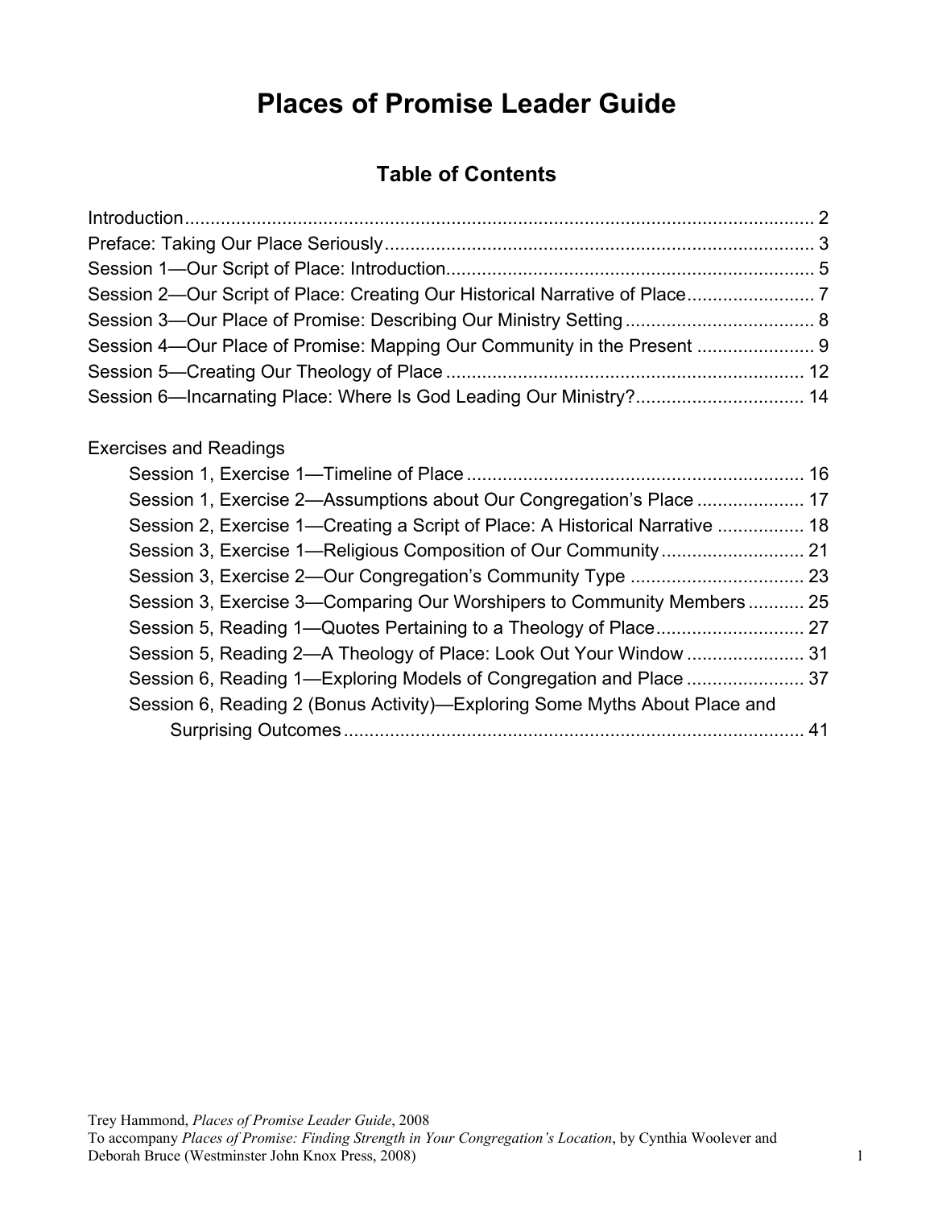# Places of Promise Leader Guide

## Table of Contents

Introduction ..... 2
Preface: Taking Our Place Seriously ..... 3
Session 1—Our Script of Place: Introduction ..... 5
Session 2—Our Script of Place: Creating Our Historical Narrative of Place ..... 7
Session 3—Our Place of Promise: Describing Our Ministry Setting ..... 8
Session 4—Our Place of Promise: Mapping Our Community in the Present ..... 9
Session 5—Creating Our Theology of Place ..... 12
Session 6—Incarnating Place: Where Is God Leading Our Ministry? ..... 14

Exercises and Readings

- Session 1, Exercise 1—Timeline of Place ..... 16
- Session 1, Exercise 2—Assumptions about Our Congregation's Place ..... 17
- Session 2, Exercise 1—Creating a Script of Place: A Historical Narrative ..... 18
- Session 3, Exercise 1—Religious Composition of Our Community ..... 21
- Session 3, Exercise 2—Our Congregation's Community Type ..... 23
- Session 3, Exercise 3—Comparing Our Worshipers to Community Members ..... 25
- Session 5, Reading 1—Quotes Pertaining to a Theology of Place ..... 27
- Session 5, Reading 2—A Theology of Place: Look Out Your Window ..... 31
- Session 6, Reading 1—Exploring Models of Congregation and Place ..... 37
- Session 6, Reading 2 (Bonus Activity)—Exploring Some Myths About Place and Surprising Outcomes ..... 41

Trey Hammond, *Places of Promise Leader Guide*, 2008
To accompany *Places of Promise: Finding Strength in Your Congregation's Location*, by Cynthia Woolever and Deborah Bruce (Westminster John Knox Press, 2008)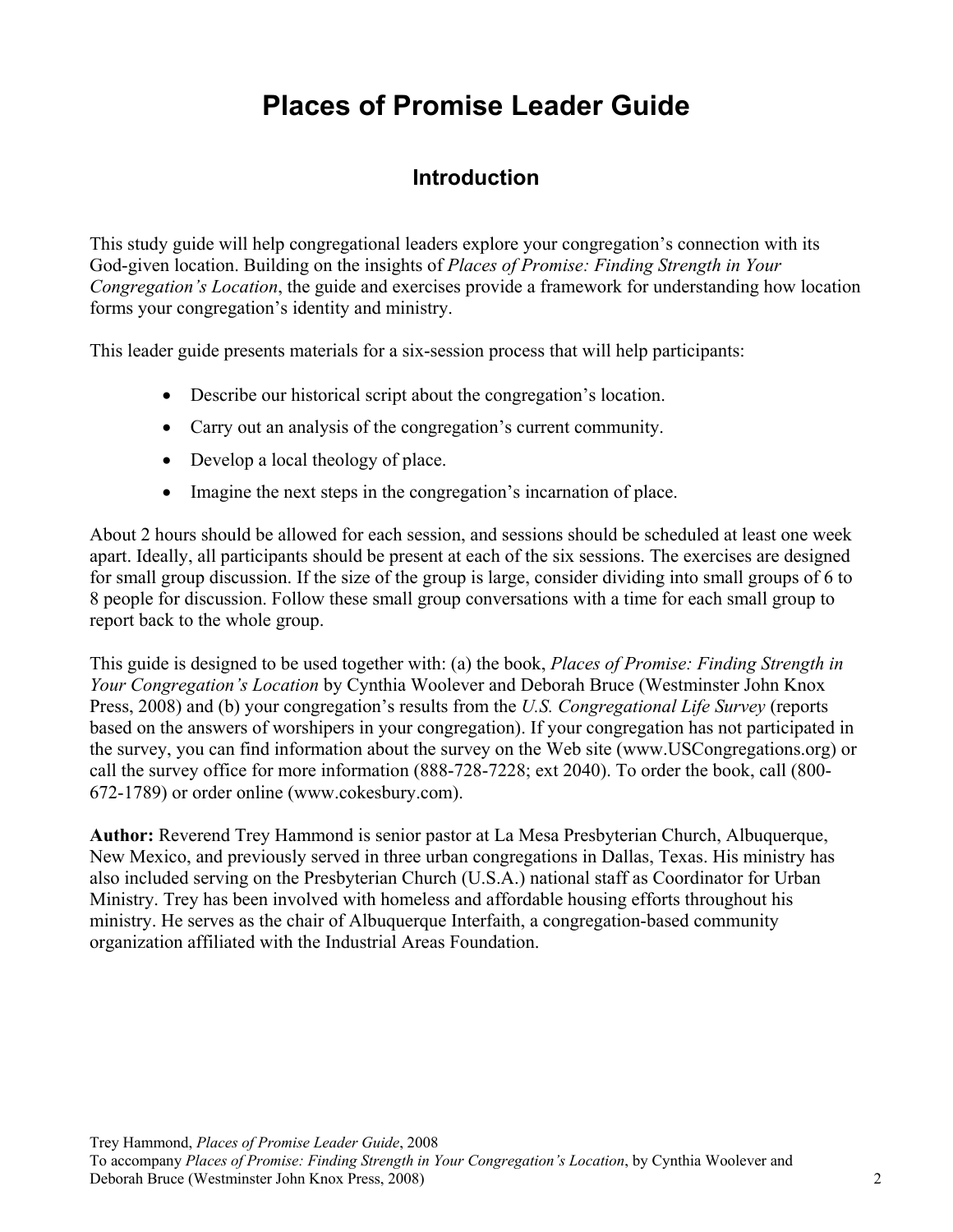# Places of Promise Leader Guide

## Introduction

This study guide will help congregational leaders explore your congregation's connection with its God-given location. Building on the insights of *Places of Promise: Finding Strength in Your Congregation's Location*, the guide and exercises provide a framework for understanding how location forms your congregation's identity and ministry.

This leader guide presents materials for a six-session process that will help participants:

- Describe our historical script about the congregation's location.
- Carry out an analysis of the congregation's current community.
- Develop a local theology of place.
- Imagine the next steps in the congregation's incarnation of place.

About 2 hours should be allowed for each session, and sessions should be scheduled at least one week apart. Ideally, all participants should be present at each of the six sessions. The exercises are designed for small group discussion. If the size of the group is large, consider dividing into small groups of 6 to 8 people for discussion. Follow these small group conversations with a time for each small group to report back to the whole group.

This guide is designed to be used together with: (a) the book, *Places of Promise: Finding Strength in Your Congregation's Location* by Cynthia Woolever and Deborah Bruce (Westminster John Knox Press, 2008) and (b) your congregation's results from the *U.S. Congregational Life Survey* (reports based on the answers of worshipers in your congregation). If your congregation has not participated in the survey, you can find information about the survey on the Web site (www.USCongregations.org) or call the survey office for more information (888-728-7228; ext 2040). To order the book, call (800-672-1789) or order online (www.cokesbury.com).

**Author:** Reverend Trey Hammond is senior pastor at La Mesa Presbyterian Church, Albuquerque, New Mexico, and previously served in three urban congregations in Dallas, Texas. His ministry has also included serving on the Presbyterian Church (U.S.A.) national staff as Coordinator for Urban Ministry. Trey has been involved with homeless and affordable housing efforts throughout his ministry. He serves as the chair of Albuquerque Interfaith, a congregation-based community organization affiliated with the Industrial Areas Foundation.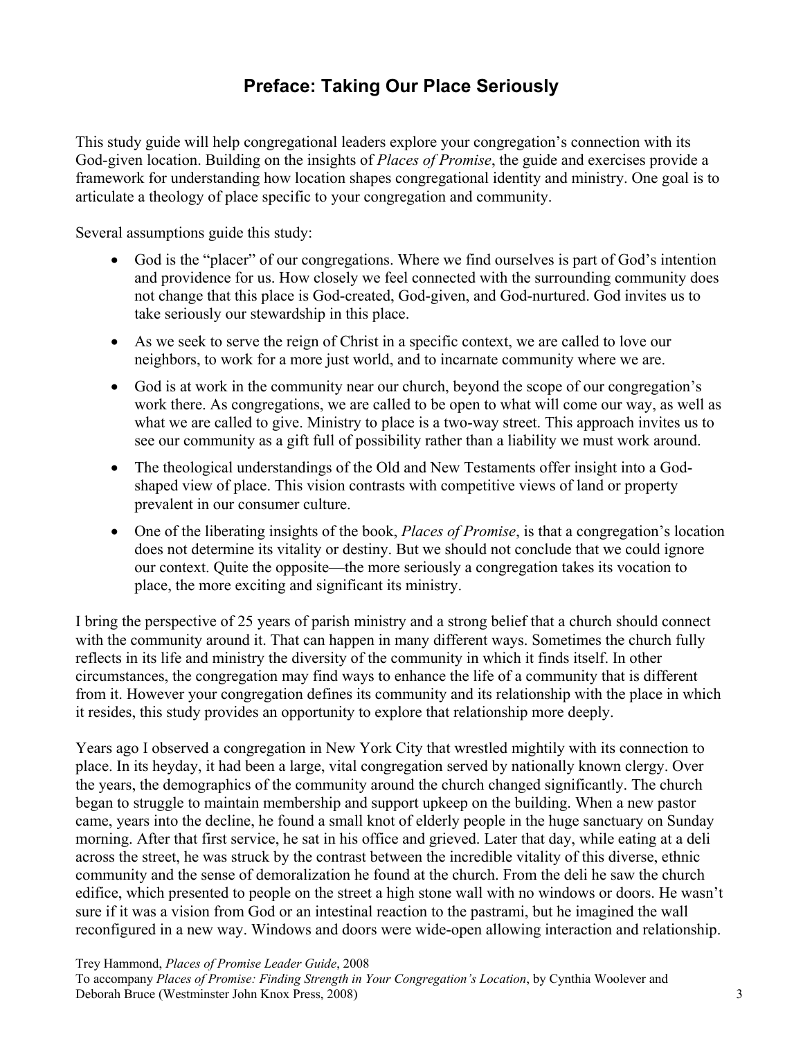## Preface: Taking Our Place Seriously

This study guide will help congregational leaders explore your congregation's connection with its God-given location. Building on the insights of *Places of Promise*, the guide and exercises provide a framework for understanding how location shapes congregational identity and ministry. One goal is to articulate a theology of place specific to your congregation and community.

Several assumptions guide this study:

- God is the "placer" of our congregations. Where we find ourselves is part of God's intention and providence for us. How closely we feel connected with the surrounding community does not change that this place is God-created, God-given, and God-nurtured. God invites us to take seriously our stewardship in this place.
- As we seek to serve the reign of Christ in a specific context, we are called to love our neighbors, to work for a more just world, and to incarnate community where we are.
- God is at work in the community near our church, beyond the scope of our congregation's work there. As congregations, we are called to be open to what will come our way, as well as what we are called to give. Ministry to place is a two-way street. This approach invites us to see our community as a gift full of possibility rather than a liability we must work around.
- The theological understandings of the Old and New Testaments offer insight into a God-shaped view of place. This vision contrasts with competitive views of land or property prevalent in our consumer culture.
- One of the liberating insights of the book, *Places of Promise*, is that a congregation's location does not determine its vitality or destiny. But we should not conclude that we could ignore our context. Quite the opposite—the more seriously a congregation takes its vocation to place, the more exciting and significant its ministry.

I bring the perspective of 25 years of parish ministry and a strong belief that a church should connect with the community around it. That can happen in many different ways. Sometimes the church fully reflects in its life and ministry the diversity of the community in which it finds itself. In other circumstances, the congregation may find ways to enhance the life of a community that is different from it. However your congregation defines its community and its relationship with the place in which it resides, this study provides an opportunity to explore that relationship more deeply.

Years ago I observed a congregation in New York City that wrestled mightily with its connection to place. In its heyday, it had been a large, vital congregation served by nationally known clergy. Over the years, the demographics of the community around the church changed significantly. The church began to struggle to maintain membership and support upkeep on the building. When a new pastor came, years into the decline, he found a small knot of elderly people in the huge sanctuary on Sunday morning. After that first service, he sat in his office and grieved. Later that day, while eating at a deli across the street, he was struck by the contrast between the incredible vitality of this diverse, ethnic community and the sense of demoralization he found at the church. From the deli he saw the church edifice, which presented to people on the street a high stone wall with no windows or doors. He wasn't sure if it was a vision from God or an intestinal reaction to the pastrami, but he imagined the wall reconfigured in a new way. Windows and doors were wide-open allowing interaction and relationship.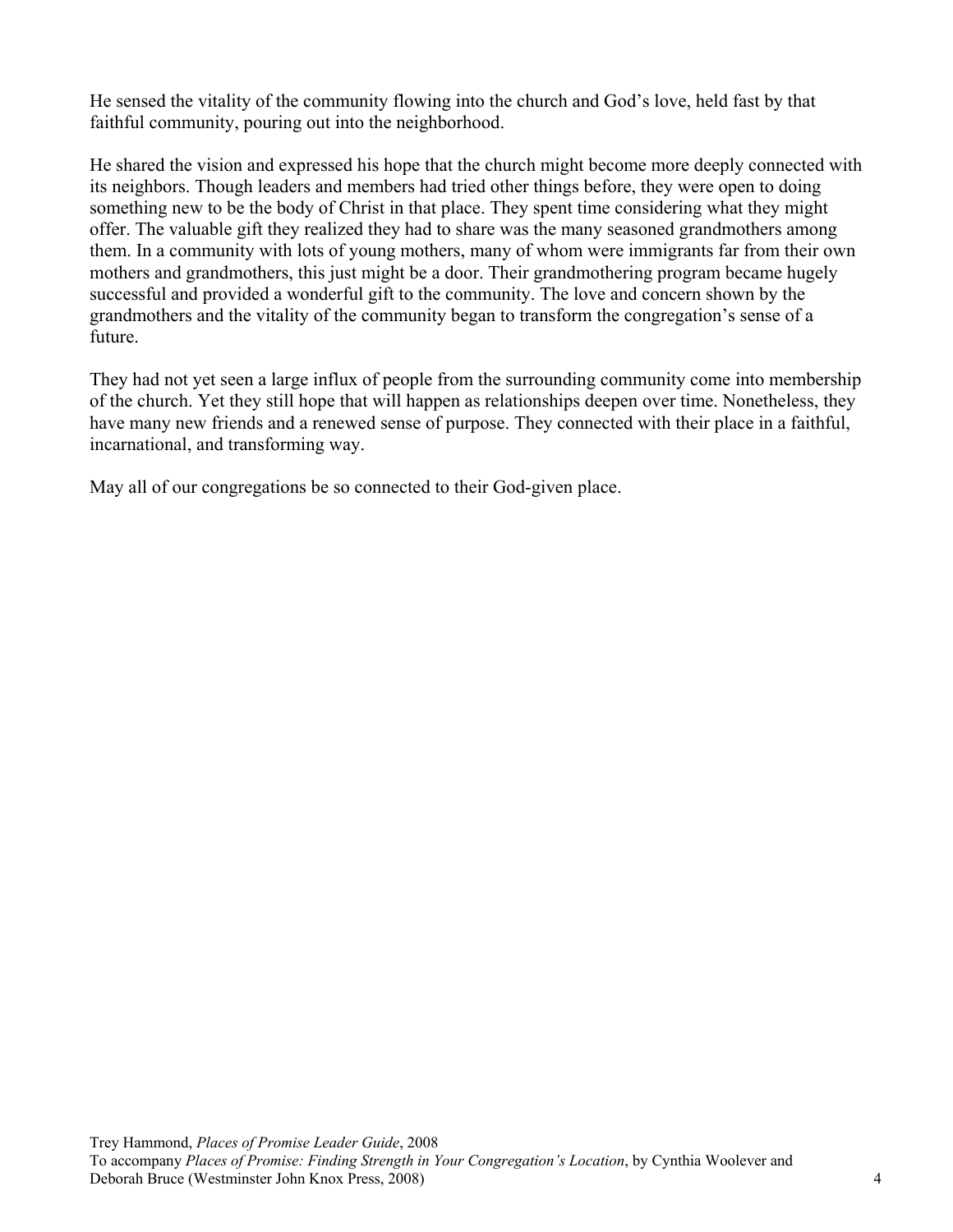He sensed the vitality of the community flowing into the church and God's love, held fast by that faithful community, pouring out into the neighborhood.

He shared the vision and expressed his hope that the church might become more deeply connected with its neighbors. Though leaders and members had tried other things before, they were open to doing something new to be the body of Christ in that place. They spent time considering what they might offer. The valuable gift they realized they had to share was the many seasoned grandmothers among them. In a community with lots of young mothers, many of whom were immigrants far from their own mothers and grandmothers, this just might be a door. Their grandmothering program became hugely successful and provided a wonderful gift to the community. The love and concern shown by the grandmothers and the vitality of the community began to transform the congregation's sense of a future.

They had not yet seen a large influx of people from the surrounding community come into membership of the church. Yet they still hope that will happen as relationships deepen over time. Nonetheless, they have many new friends and a renewed sense of purpose. They connected with their place in a faithful, incarnational, and transforming way.

May all of our congregations be so connected to their God-given place.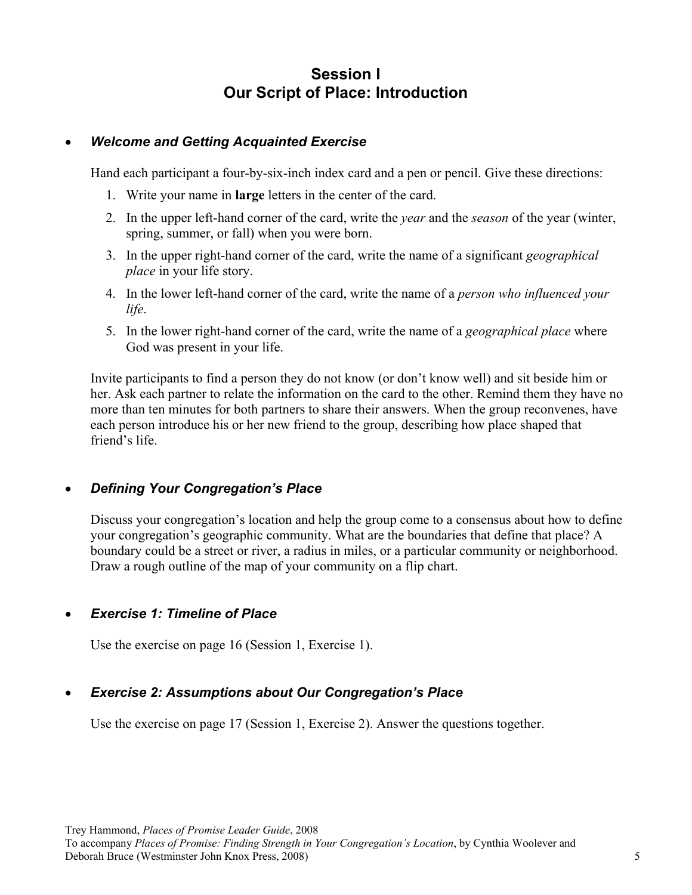# Session I
# Our Script of Place: Introduction

- ***Welcome and Getting Acquainted Exercise***

  Hand each participant a four-by-six-inch index card and a pen or pencil. Give these directions:

  1. Write your name in **large** letters in the center of the card.
  2. In the upper left-hand corner of the card, write the *year* and the *season* of the year (winter, spring, summer, or fall) when you were born.
  3. In the upper right-hand corner of the card, write the name of a significant *geographical place* in your life story.
  4. In the lower left-hand corner of the card, write the name of a *person who influenced your life*.
  5. In the lower right-hand corner of the card, write the name of a *geographical place* where God was present in your life.

  Invite participants to find a person they do not know (or don't know well) and sit beside him or her. Ask each partner to relate the information on the card to the other. Remind them they have no more than ten minutes for both partners to share their answers. When the group reconvenes, have each person introduce his or her new friend to the group, describing how place shaped that friend's life.

- ***Defining Your Congregation's Place***

  Discuss your congregation's location and help the group come to a consensus about how to define your congregation's geographic community. What are the boundaries that define that place? A boundary could be a street or river, a radius in miles, or a particular community or neighborhood. Draw a rough outline of the map of your community on a flip chart.

- ***Exercise 1: Timeline of Place***

  Use the exercise on page 16 (Session 1, Exercise 1).

- ***Exercise 2: Assumptions about Our Congregation's Place***

  Use the exercise on page 17 (Session 1, Exercise 2). Answer the questions together.

Trey Hammond, *Places of Promise Leader Guide*, 2008
To accompany *Places of Promise: Finding Strength in Your Congregation's Location*, by Cynthia Woolever and Deborah Bruce (Westminster John Knox Press, 2008)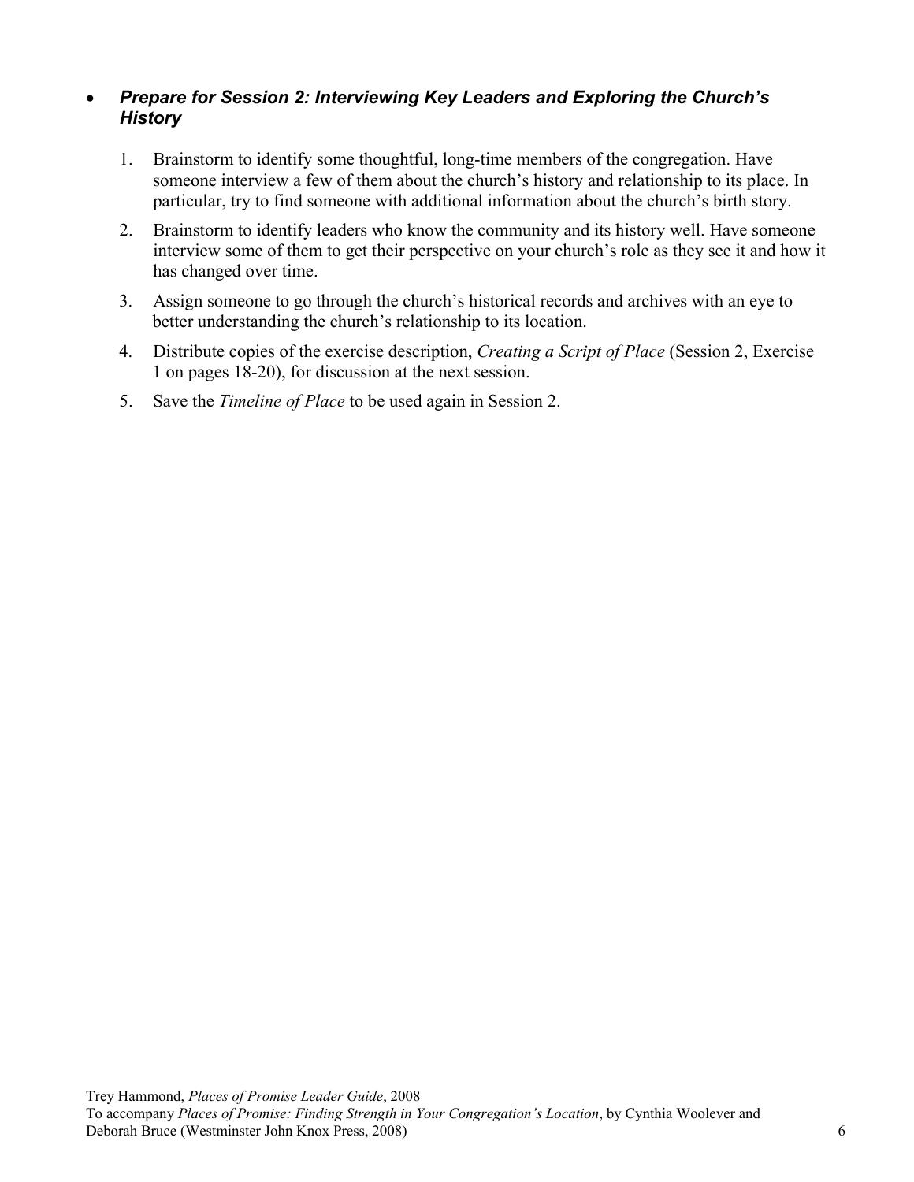- ***Prepare for Session 2: Interviewing Key Leaders and Exploring the Church's History***

  1. Brainstorm to identify some thoughtful, long-time members of the congregation. Have someone interview a few of them about the church's history and relationship to its place. In particular, try to find someone with additional information about the church's birth story.
  2. Brainstorm to identify leaders who know the community and its history well. Have someone interview some of them to get their perspective on your church's role as they see it and how it has changed over time.
  3. Assign someone to go through the church's historical records and archives with an eye to better understanding the church's relationship to its location.
  4. Distribute copies of the exercise description, *Creating a Script of Place* (Session 2, Exercise 1 on pages 18-20), for discussion at the next session.
  5. Save the *Timeline of Place* to be used again in Session 2.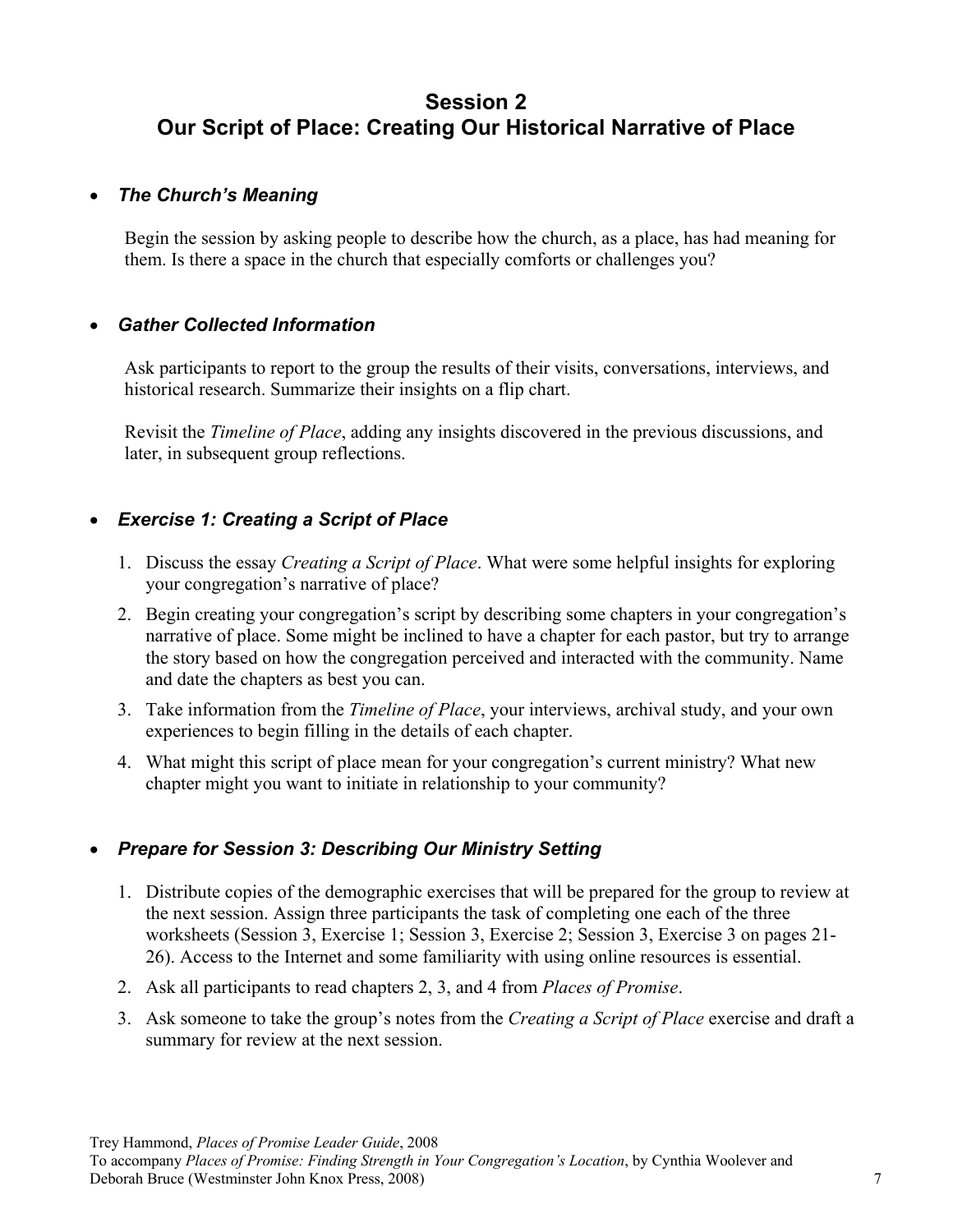# Session 2
# Our Script of Place: Creating Our Historical Narrative of Place

- ***The Church's Meaning***

  Begin the session by asking people to describe how the church, as a place, has had meaning for them. Is there a space in the church that especially comforts or challenges you?

- ***Gather Collected Information***

  Ask participants to report to the group the results of their visits, conversations, interviews, and historical research. Summarize their insights on a flip chart.

  Revisit the *Timeline of Place*, adding any insights discovered in the previous discussions, and later, in subsequent group reflections.

- ***Exercise 1: Creating a Script of Place***

  1. Discuss the essay *Creating a Script of Place*. What were some helpful insights for exploring your congregation's narrative of place?
  2. Begin creating your congregation's script by describing some chapters in your congregation's narrative of place. Some might be inclined to have a chapter for each pastor, but try to arrange the story based on how the congregation perceived and interacted with the community. Name and date the chapters as best you can.
  3. Take information from the *Timeline of Place*, your interviews, archival study, and your own experiences to begin filling in the details of each chapter.
  4. What might this script of place mean for your congregation's current ministry? What new chapter might you want to initiate in relationship to your community?

- ***Prepare for Session 3: Describing Our Ministry Setting***

  1. Distribute copies of the demographic exercises that will be prepared for the group to review at the next session. Assign three participants the task of completing one each of the three worksheets (Session 3, Exercise 1; Session 3, Exercise 2; Session 3, Exercise 3 on pages 21-26). Access to the Internet and some familiarity with using online resources is essential.
  2. Ask all participants to read chapters 2, 3, and 4 from *Places of Promise*.
  3. Ask someone to take the group's notes from the *Creating a Script of Place* exercise and draft a summary for review at the next session.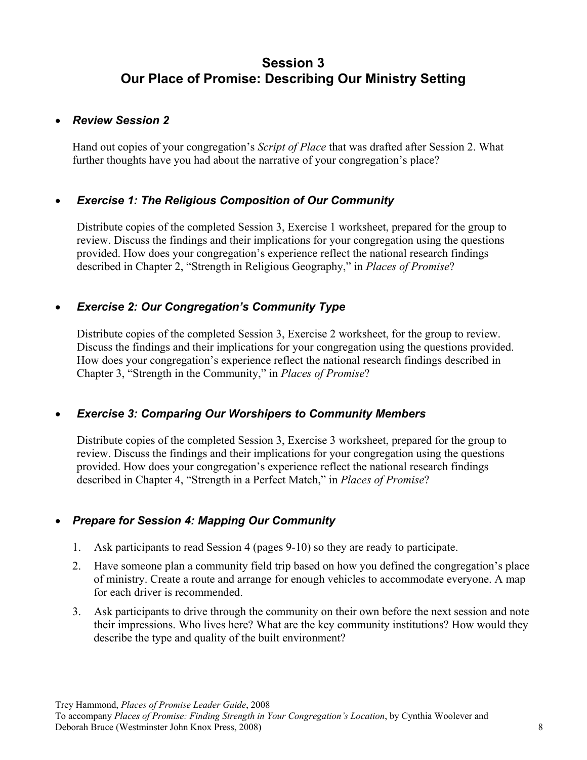# Session 3
# Our Place of Promise: Describing Our Ministry Setting

- ***Review Session 2***

Hand out copies of your congregation's *Script of Place* that was drafted after Session 2. What further thoughts have you had about the narrative of your congregation's place?

- ***Exercise 1: The Religious Composition of Our Community***

Distribute copies of the completed Session 3, Exercise 1 worksheet, prepared for the group to review. Discuss the findings and their implications for your congregation using the questions provided. How does your congregation's experience reflect the national research findings described in Chapter 2, "Strength in Religious Geography," in *Places of Promise*?

- ***Exercise 2: Our Congregation's Community Type***

Distribute copies of the completed Session 3, Exercise 2 worksheet, for the group to review. Discuss the findings and their implications for your congregation using the questions provided. How does your congregation's experience reflect the national research findings described in Chapter 3, "Strength in the Community," in *Places of Promise*?

- ***Exercise 3: Comparing Our Worshipers to Community Members***

Distribute copies of the completed Session 3, Exercise 3 worksheet, prepared for the group to review. Discuss the findings and their implications for your congregation using the questions provided. How does your congregation's experience reflect the national research findings described in Chapter 4, "Strength in a Perfect Match," in *Places of Promise*?

- ***Prepare for Session 4: Mapping Our Community***

1. Ask participants to read Session 4 (pages 9-10) so they are ready to participate.
2. Have someone plan a community field trip based on how you defined the congregation's place of ministry. Create a route and arrange for enough vehicles to accommodate everyone. A map for each driver is recommended.
3. Ask participants to drive through the community on their own before the next session and note their impressions. Who lives here? What are the key community institutions? How would they describe the type and quality of the built environment?

Trey Hammond, *Places of Promise Leader Guide*, 2008
To accompany *Places of Promise: Finding Strength in Your Congregation's Location*, by Cynthia Woolever and Deborah Bruce (Westminster John Knox Press, 2008)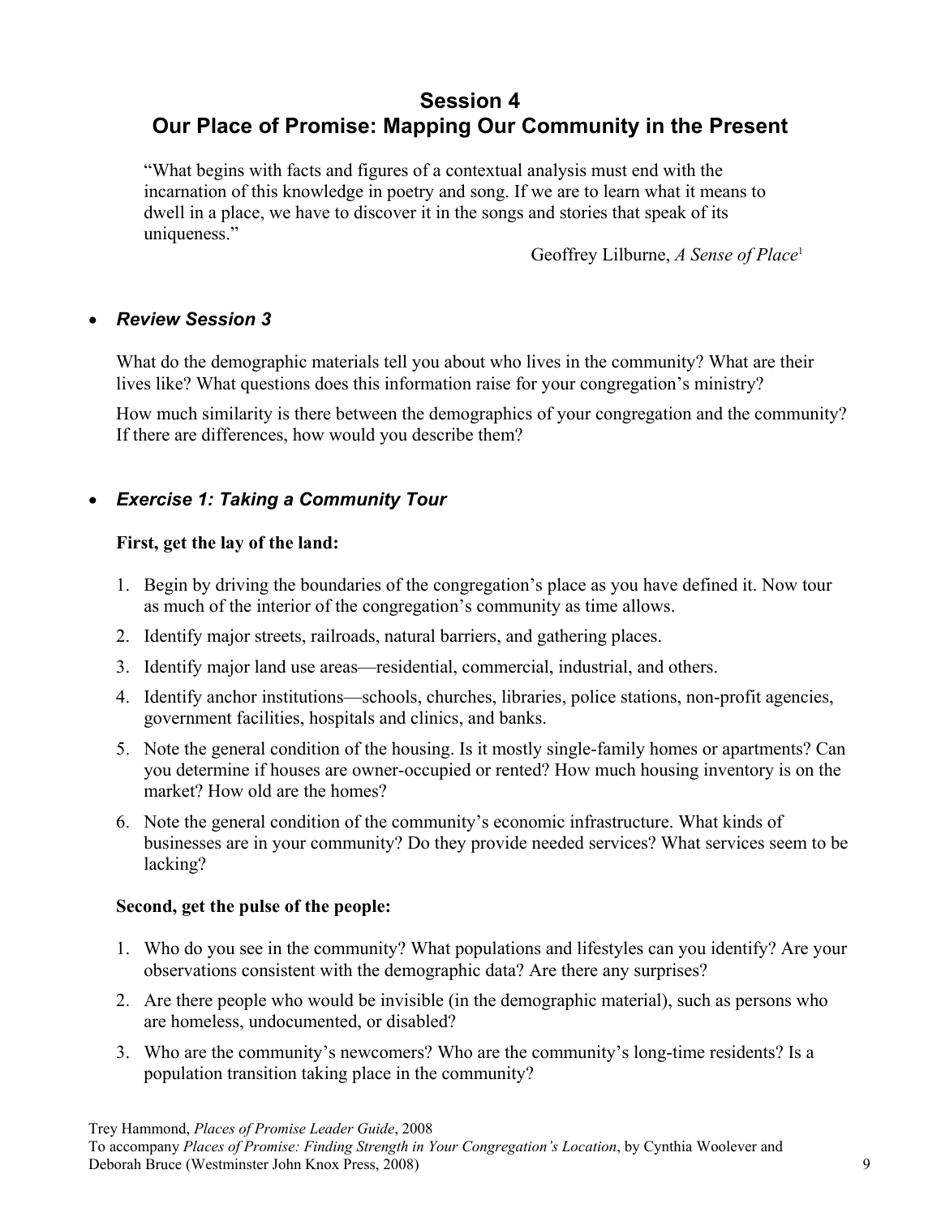## Session 4
## Our Place of Promise: Mapping Our Community in the Present

> "What begins with facts and figures of a contextual analysis must end with the incarnation of this knowledge in poetry and song. If we are to learn what it means to dwell in a place, we have to discover it in the songs and stories that speak of its uniqueness."
>
> Geoffrey Lilburne, *A Sense of Place*[1]

- ***Review Session 3***

What do the demographic materials tell you about who lives in the community? What are their lives like? What questions does this information raise for your congregation's ministry?

How much similarity is there between the demographics of your congregation and the community? If there are differences, how would you describe them?

- ***Exercise 1: Taking a Community Tour***

**First, get the lay of the land:**

1. Begin by driving the boundaries of the congregation's place as you have defined it. Now tour as much of the interior of the congregation's community as time allows.
2. Identify major streets, railroads, natural barriers, and gathering places.
3. Identify major land use areas—residential, commercial, industrial, and others.
4. Identify anchor institutions—schools, churches, libraries, police stations, non-profit agencies, government facilities, hospitals and clinics, and banks.
5. Note the general condition of the housing. Is it mostly single-family homes or apartments? Can you determine if houses are owner-occupied or rented? How much housing inventory is on the market? How old are the homes?
6. Note the general condition of the community's economic infrastructure. What kinds of businesses are in your community? Do they provide needed services? What services seem to be lacking?

**Second, get the pulse of the people:**

1. Who do you see in the community? What populations and lifestyles can you identify? Are your observations consistent with the demographic data? Are there any surprises?
2. Are there people who would be invisible (in the demographic material), such as persons who are homeless, undocumented, or disabled?
3. Who are the community's newcomers? Who are the community's long-time residents? Is a population transition taking place in the community?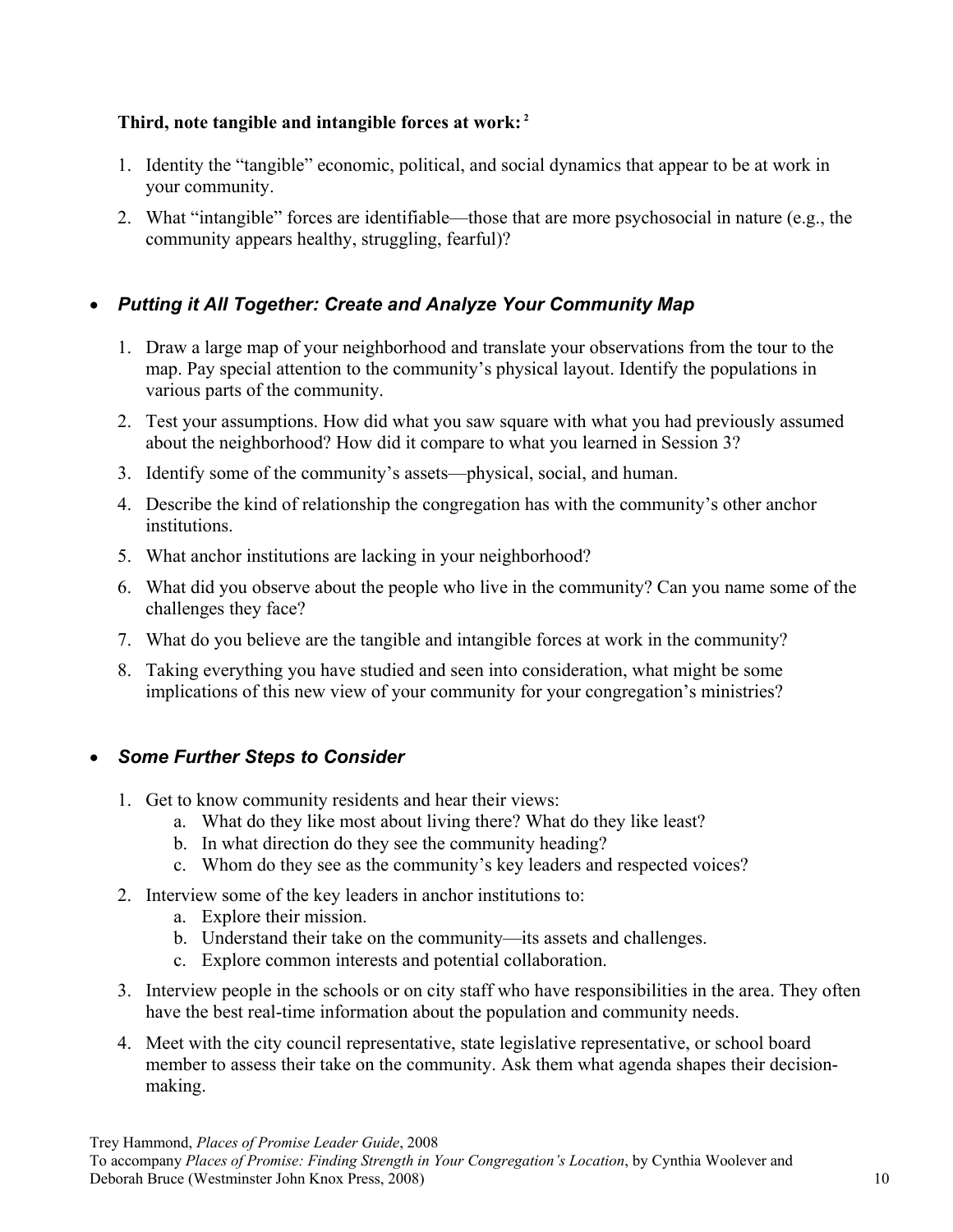**Third, note tangible and intangible forces at work:** [2]

1. Identity the "tangible" economic, political, and social dynamics that appear to be at work in your community.
2. What "intangible" forces are identifiable—those that are more psychosocial in nature (e.g., the community appears healthy, struggling, fearful)?

- ***Putting it All Together: Create and Analyze Your Community Map***

1. Draw a large map of your neighborhood and translate your observations from the tour to the map. Pay special attention to the community's physical layout. Identify the populations in various parts of the community.
2. Test your assumptions. How did what you saw square with what you had previously assumed about the neighborhood? How did it compare to what you learned in Session 3?
3. Identify some of the community's assets—physical, social, and human.
4. Describe the kind of relationship the congregation has with the community's other anchor institutions.
5. What anchor institutions are lacking in your neighborhood?
6. What did you observe about the people who live in the community? Can you name some of the challenges they face?
7. What do you believe are the tangible and intangible forces at work in the community?
8. Taking everything you have studied and seen into consideration, what might be some implications of this new view of your community for your congregation's ministries?

- ***Some Further Steps to Consider***

1. Get to know community residents and hear their views:
   a. What do they like most about living there? What do they like least?
   b. In what direction do they see the community heading?
   c. Whom do they see as the community's key leaders and respected voices?
2. Interview some of the key leaders in anchor institutions to:
   a. Explore their mission.
   b. Understand their take on the community—its assets and challenges.
   c. Explore common interests and potential collaboration.
3. Interview people in the schools or on city staff who have responsibilities in the area. They often have the best real-time information about the population and community needs.
4. Meet with the city council representative, state legislative representative, or school board member to assess their take on the community. Ask them what agenda shapes their decision-making.

Trey Hammond, *Places of Promise Leader Guide*, 2008
To accompany *Places of Promise: Finding Strength in Your Congregation's Location*, by Cynthia Woolever and Deborah Bruce (Westminster John Knox Press, 2008)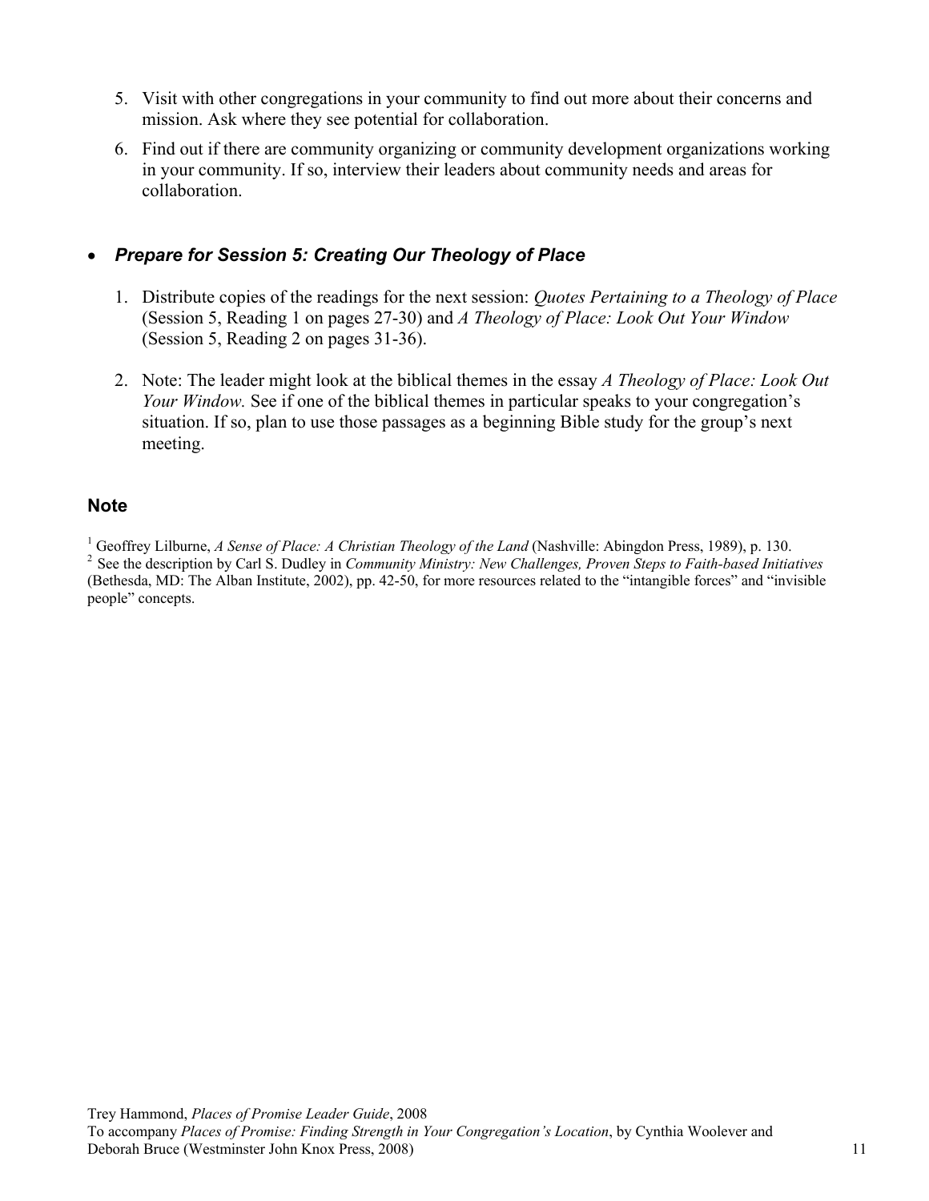5. Visit with other congregations in your community to find out more about their concerns and mission. Ask where they see potential for collaboration.
6. Find out if there are community organizing or community development organizations working in your community. If so, interview their leaders about community needs and areas for collaboration.

- ***Prepare for Session 5: Creating Our Theology of Place***

  1. Distribute copies of the readings for the next session: *Quotes Pertaining to a Theology of Place* (Session 5, Reading 1 on pages 27-30) and *A Theology of Place: Look Out Your Window* (Session 5, Reading 2 on pages 31-36).

  2. Note: The leader might look at the biblical themes in the essay *A Theology of Place: Look Out Your Window.* See if one of the biblical themes in particular speaks to your congregation's situation. If so, plan to use those passages as a beginning Bible study for the group's next meeting.

## Note

[1] Geoffrey Lilburne, *A Sense of Place: A Christian Theology of the Land* (Nashville: Abingdon Press, 1989), p. 130.
[2] See the description by Carl S. Dudley in *Community Ministry: New Challenges, Proven Steps to Faith-based Initiatives* (Bethesda, MD: The Alban Institute, 2002), pp. 42-50, for more resources related to the "intangible forces" and "invisible people" concepts.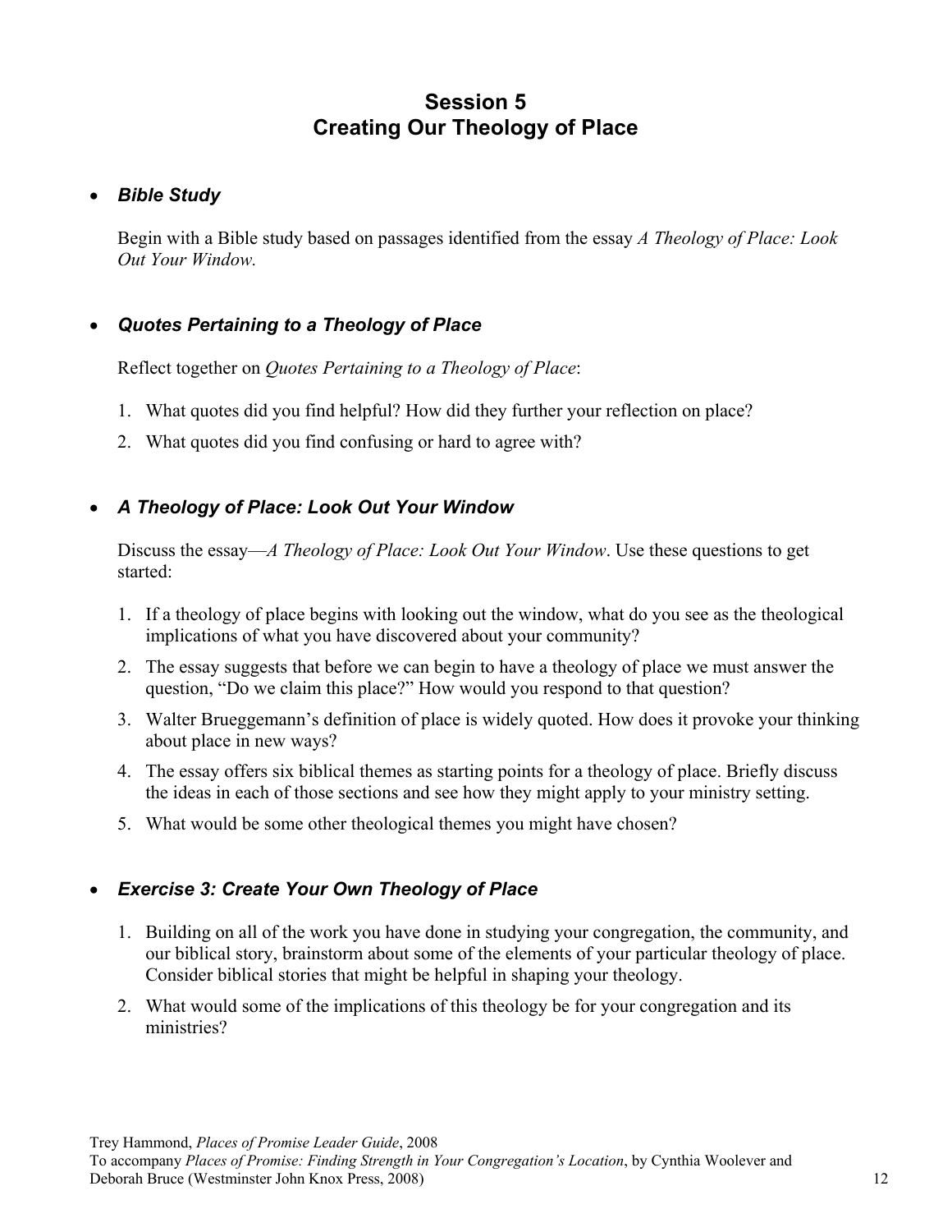# Session 5
# Creating Our Theology of Place

- ***Bible Study***

Begin with a Bible study based on passages identified from the essay *A Theology of Place: Look Out Your Window.*

- ***Quotes Pertaining to a Theology of Place***

Reflect together on *Quotes Pertaining to a Theology of Place*:

1. What quotes did you find helpful? How did they further your reflection on place?
2. What quotes did you find confusing or hard to agree with?

- ***A Theology of Place: Look Out Your Window***

Discuss the essay—*A Theology of Place: Look Out Your Window*. Use these questions to get started:

1. If a theology of place begins with looking out the window, what do you see as the theological implications of what you have discovered about your community?
2. The essay suggests that before we can begin to have a theology of place we must answer the question, "Do we claim this place?" How would you respond to that question?
3. Walter Brueggemann's definition of place is widely quoted. How does it provoke your thinking about place in new ways?
4. The essay offers six biblical themes as starting points for a theology of place. Briefly discuss the ideas in each of those sections and see how they might apply to your ministry setting.
5. What would be some other theological themes you might have chosen?

- ***Exercise 3: Create Your Own Theology of Place***

1. Building on all of the work you have done in studying your congregation, the community, and our biblical story, brainstorm about some of the elements of your particular theology of place. Consider biblical stories that might be helpful in shaping your theology.
2. What would some of the implications of this theology be for your congregation and its ministries?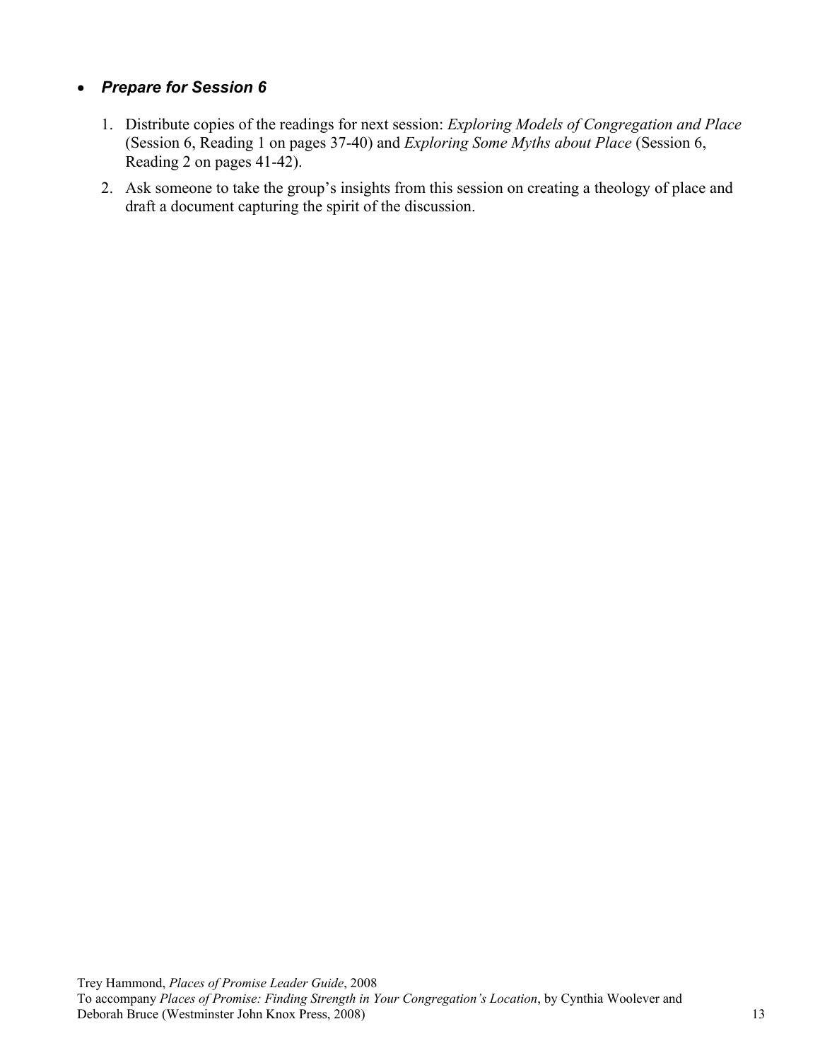- ***Prepare for Session 6***

    1. Distribute copies of the readings for next session: *Exploring Models of Congregation and Place* (Session 6, Reading 1 on pages 37-40) and *Exploring Some Myths about Place* (Session 6, Reading 2 on pages 41-42).
    2. Ask someone to take the group's insights from this session on creating a theology of place and draft a document capturing the spirit of the discussion.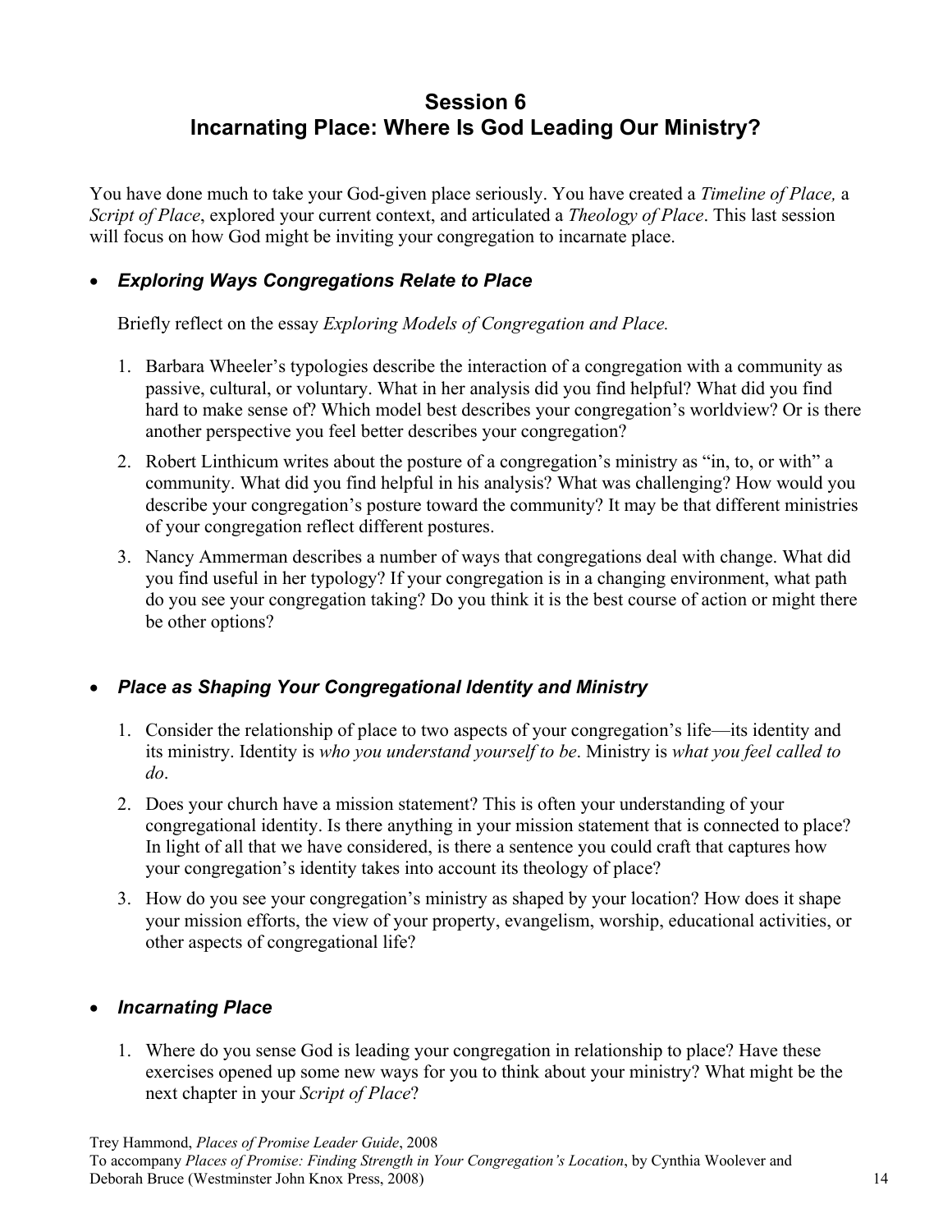# Session 6
# Incarnating Place: Where Is God Leading Our Ministry?

You have done much to take your God-given place seriously. You have created a *Timeline of Place,* a *Script of Place*, explored your current context, and articulated a *Theology of Place*. This last session will focus on how God might be inviting your congregation to incarnate place.

- ***Exploring Ways Congregations Relate to Place***

  Briefly reflect on the essay *Exploring Models of Congregation and Place.*

  1. Barbara Wheeler's typologies describe the interaction of a congregation with a community as passive, cultural, or voluntary. What in her analysis did you find helpful? What did you find hard to make sense of? Which model best describes your congregation's worldview? Or is there another perspective you feel better describes your congregation?
  2. Robert Linthicum writes about the posture of a congregation's ministry as "in, to, or with" a community. What did you find helpful in his analysis? What was challenging? How would you describe your congregation's posture toward the community? It may be that different ministries of your congregation reflect different postures.
  3. Nancy Ammerman describes a number of ways that congregations deal with change. What did you find useful in her typology? If your congregation is in a changing environment, what path do you see your congregation taking? Do you think it is the best course of action or might there be other options?

- ***Place as Shaping Your Congregational Identity and Ministry***

  1. Consider the relationship of place to two aspects of your congregation's life—its identity and its ministry. Identity is *who you understand yourself to be*. Ministry is *what you feel called to do*.
  2. Does your church have a mission statement? This is often your understanding of your congregational identity. Is there anything in your mission statement that is connected to place? In light of all that we have considered, is there a sentence you could craft that captures how your congregation's identity takes into account its theology of place?
  3. How do you see your congregation's ministry as shaped by your location? How does it shape your mission efforts, the view of your property, evangelism, worship, educational activities, or other aspects of congregational life?

- ***Incarnating Place***

  1. Where do you sense God is leading your congregation in relationship to place? Have these exercises opened up some new ways for you to think about your ministry? What might be the next chapter in your *Script of Place*?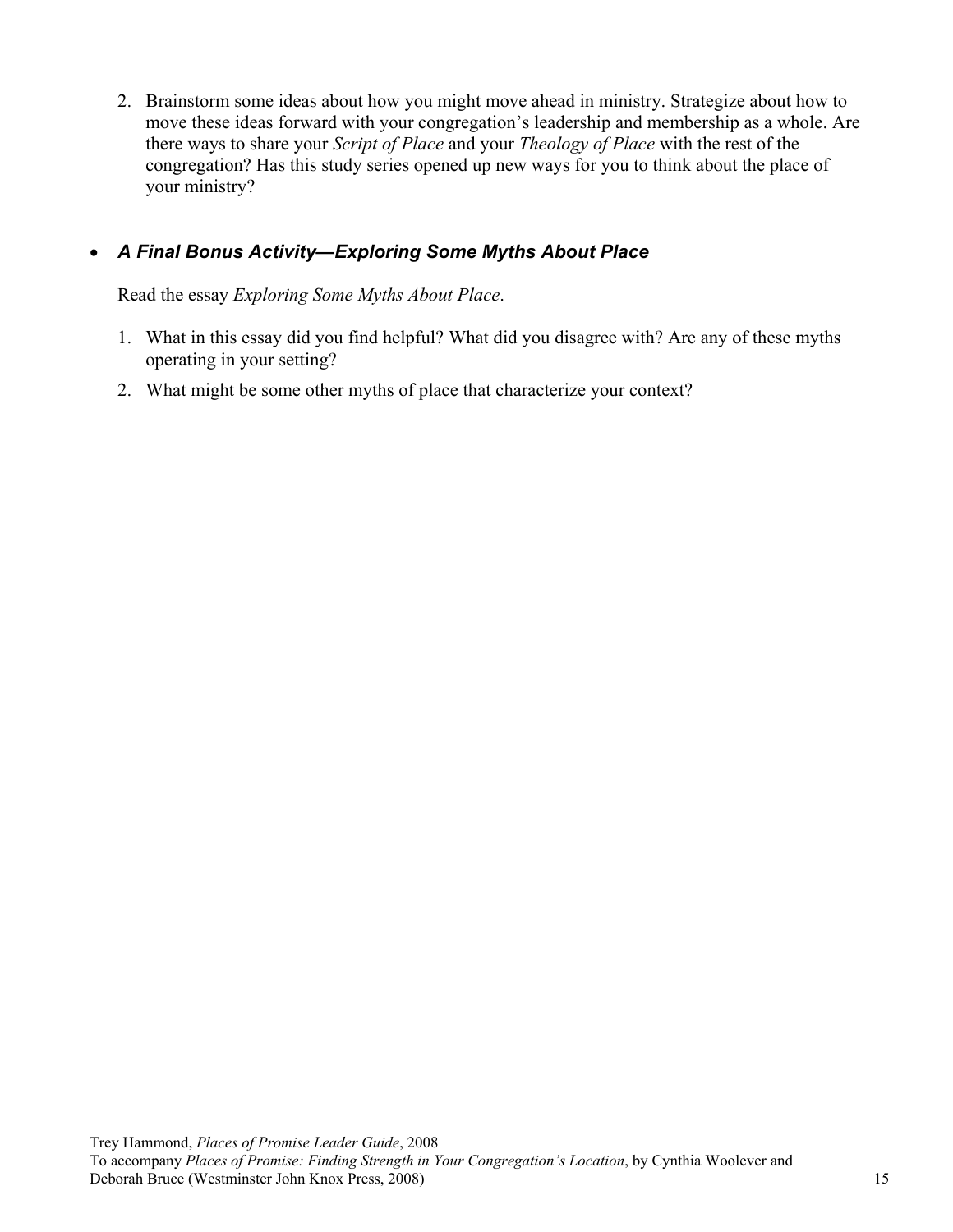2. Brainstorm some ideas about how you might move ahead in ministry. Strategize about how to move these ideas forward with your congregation's leadership and membership as a whole. Are there ways to share your *Script of Place* and your *Theology of Place* with the rest of the congregation? Has this study series opened up new ways for you to think about the place of your ministry?

- ***A Final Bonus Activity—Exploring Some Myths About Place***

  Read the essay *Exploring Some Myths About Place*.

  1. What in this essay did you find helpful? What did you disagree with? Are any of these myths operating in your setting?
  2. What might be some other myths of place that characterize your context?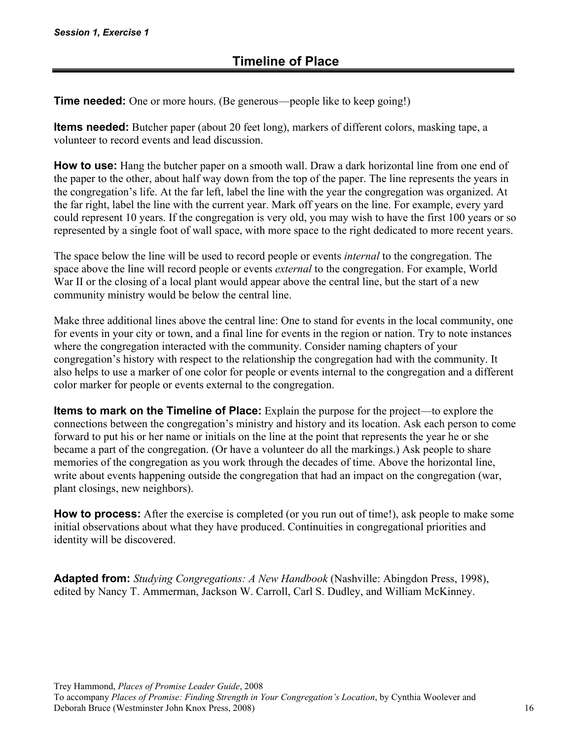*Session 1, Exercise 1*

## Timeline of Place

**Time needed:** One or more hours. (Be generous—people like to keep going!)

**Items needed:** Butcher paper (about 20 feet long), markers of different colors, masking tape, a volunteer to record events and lead discussion.

**How to use:** Hang the butcher paper on a smooth wall. Draw a dark horizontal line from one end of the paper to the other, about half way down from the top of the paper. The line represents the years in the congregation's life. At the far left, label the line with the year the congregation was organized. At the far right, label the line with the current year. Mark off years on the line. For example, every yard could represent 10 years. If the congregation is very old, you may wish to have the first 100 years or so represented by a single foot of wall space, with more space to the right dedicated to more recent years.

The space below the line will be used to record people or events *internal* to the congregation. The space above the line will record people or events *external* to the congregation. For example, World War II or the closing of a local plant would appear above the central line, but the start of a new community ministry would be below the central line.

Make three additional lines above the central line: One to stand for events in the local community, one for events in your city or town, and a final line for events in the region or nation. Try to note instances where the congregation interacted with the community. Consider naming chapters of your congregation's history with respect to the relationship the congregation had with the community. It also helps to use a marker of one color for people or events internal to the congregation and a different color marker for people or events external to the congregation.

**Items to mark on the Timeline of Place:** Explain the purpose for the project—to explore the connections between the congregation's ministry and history and its location. Ask each person to come forward to put his or her name or initials on the line at the point that represents the year he or she became a part of the congregation. (Or have a volunteer do all the markings.) Ask people to share memories of the congregation as you work through the decades of time. Above the horizontal line, write about events happening outside the congregation that had an impact on the congregation (war, plant closings, new neighbors).

**How to process:** After the exercise is completed (or you run out of time!), ask people to make some initial observations about what they have produced. Continuities in congregational priorities and identity will be discovered.

**Adapted from:** *Studying Congregations: A New Handbook* (Nashville: Abingdon Press, 1998), edited by Nancy T. Ammerman, Jackson W. Carroll, Carl S. Dudley, and William McKinney.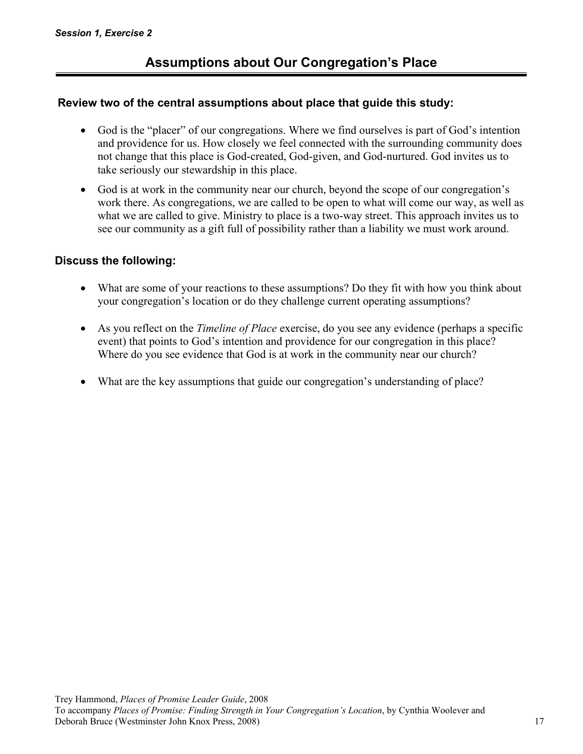*Session 1, Exercise 2*

# Assumptions about Our Congregation's Place

**Review two of the central assumptions about place that guide this study:**

- God is the "placer" of our congregations. Where we find ourselves is part of God's intention and providence for us. How closely we feel connected with the surrounding community does not change that this place is God-created, God-given, and God-nurtured. God invites us to take seriously our stewardship in this place.
- God is at work in the community near our church, beyond the scope of our congregation's work there. As congregations, we are called to be open to what will come our way, as well as what we are called to give. Ministry to place is a two-way street. This approach invites us to see our community as a gift full of possibility rather than a liability we must work around.

**Discuss the following:**

- What are some of your reactions to these assumptions? Do they fit with how you think about your congregation's location or do they challenge current operating assumptions?
- As you reflect on the *Timeline of Place* exercise, do you see any evidence (perhaps a specific event) that points to God's intention and providence for our congregation in this place? Where do you see evidence that God is at work in the community near our church?
- What are the key assumptions that guide our congregation's understanding of place?

Trey Hammond, *Places of Promise Leader Guide*, 2008
To accompany *Places of Promise: Finding Strength in Your Congregation's Location*, by Cynthia Woolever and Deborah Bruce (Westminster John Knox Press, 2008)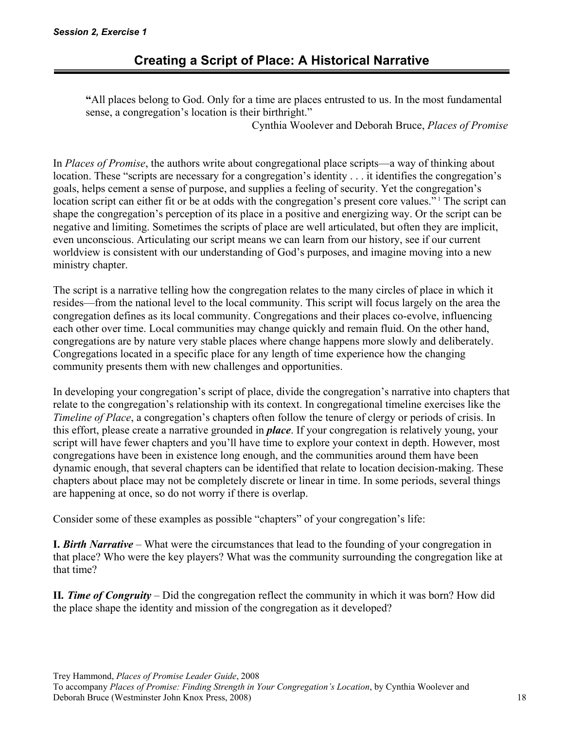*Session 2, Exercise 1*

## Creating a Script of Place: A Historical Narrative

> **"**All places belong to God. Only for a time are places entrusted to us. In the most fundamental sense, a congregation's location is their birthright."
>
> Cynthia Woolever and Deborah Bruce, *Places of Promise*

In *Places of Promise*, the authors write about congregational place scripts—a way of thinking about location. These "scripts are necessary for a congregation's identity . . . it identifies the congregation's goals, helps cement a sense of purpose, and supplies a feeling of security. Yet the congregation's location script can either fit or be at odds with the congregation's present core values."[1] The script can shape the congregation's perception of its place in a positive and energizing way. Or the script can be negative and limiting. Sometimes the scripts of place are well articulated, but often they are implicit, even unconscious. Articulating our script means we can learn from our history, see if our current worldview is consistent with our understanding of God's purposes, and imagine moving into a new ministry chapter.

The script is a narrative telling how the congregation relates to the many circles of place in which it resides—from the national level to the local community. This script will focus largely on the area the congregation defines as its local community. Congregations and their places co-evolve, influencing each other over time. Local communities may change quickly and remain fluid. On the other hand, congregations are by nature very stable places where change happens more slowly and deliberately. Congregations located in a specific place for any length of time experience how the changing community presents them with new challenges and opportunities.

In developing your congregation's script of place, divide the congregation's narrative into chapters that relate to the congregation's relationship with its context. In congregational timeline exercises like the *Timeline of Place*, a congregation's chapters often follow the tenure of clergy or periods of crisis. In this effort, please create a narrative grounded in ***place***. If your congregation is relatively young, your script will have fewer chapters and you'll have time to explore your context in depth. However, most congregations have been in existence long enough, and the communities around them have been dynamic enough, that several chapters can be identified that relate to location decision-making. These chapters about place may not be completely discrete or linear in time. In some periods, several things are happening at once, so do not worry if there is overlap.

Consider some of these examples as possible "chapters" of your congregation's life:

**I. *Birth Narrative*** – What were the circumstances that lead to the founding of your congregation in that place? Who were the key players? What was the community surrounding the congregation like at that time?

**II. *Time of Congruity*** – Did the congregation reflect the community in which it was born? How did the place shape the identity and mission of the congregation as it developed?

Trey Hammond, *Places of Promise Leader Guide*, 2008
To accompany *Places of Promise: Finding Strength in Your Congregation's Location*, by Cynthia Woolever and Deborah Bruce (Westminster John Knox Press, 2008)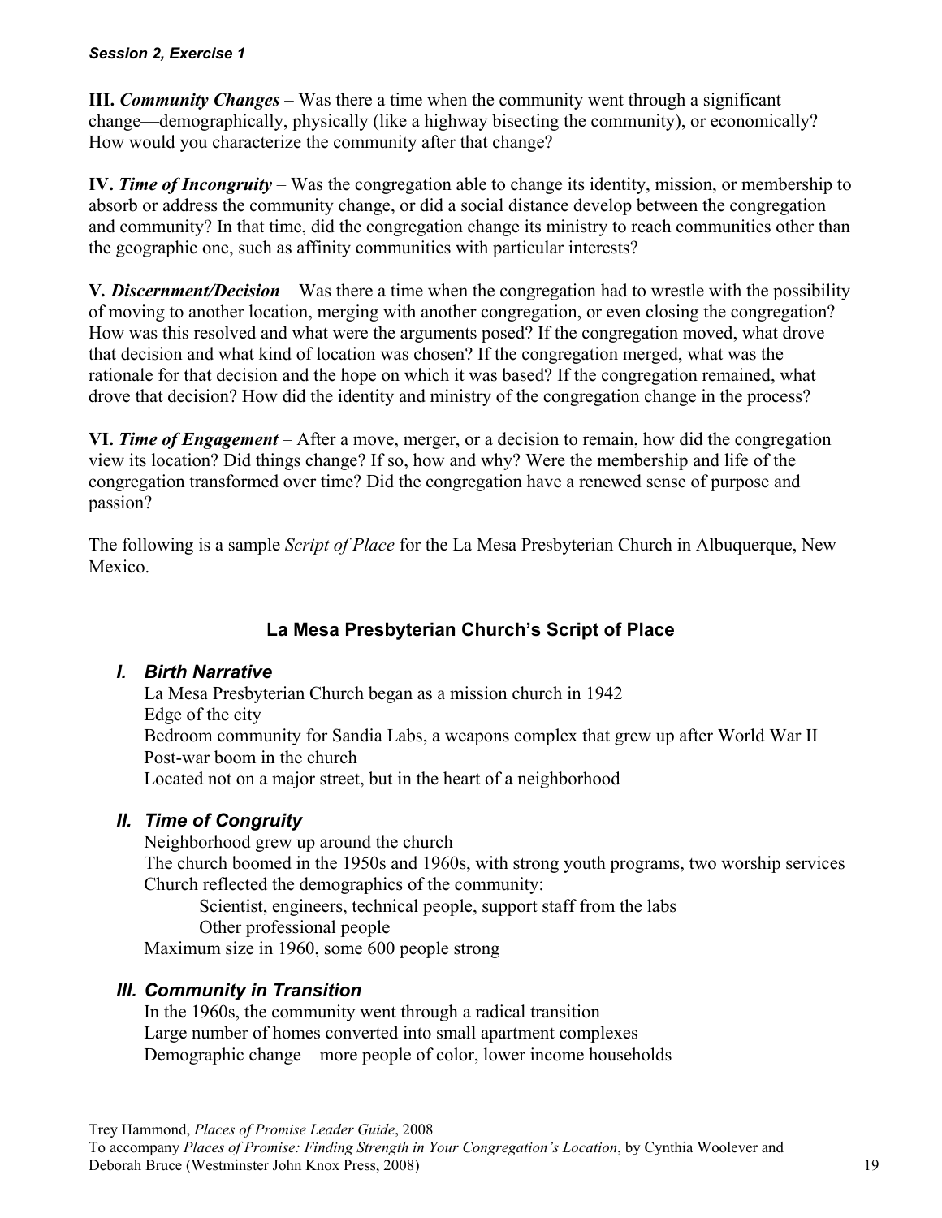*Session 2, Exercise 1*

**III. *Community Changes*** – Was there a time when the community went through a significant change—demographically, physically (like a highway bisecting the community), or economically? How would you characterize the community after that change?

**IV. *Time of Incongruity*** – Was the congregation able to change its identity, mission, or membership to absorb or address the community change, or did a social distance develop between the congregation and community? In that time, did the congregation change its ministry to reach communities other than the geographic one, such as affinity communities with particular interests?

**V. *Discernment/Decision*** – Was there a time when the congregation had to wrestle with the possibility of moving to another location, merging with another congregation, or even closing the congregation? How was this resolved and what were the arguments posed? If the congregation moved, what drove that decision and what kind of location was chosen? If the congregation merged, what was the rationale for that decision and the hope on which it was based? If the congregation remained, what drove that decision? How did the identity and ministry of the congregation change in the process?

**VI. *Time of Engagement*** – After a move, merger, or a decision to remain, how did the congregation view its location? Did things change? If so, how and why? Were the membership and life of the congregation transformed over time? Did the congregation have a renewed sense of purpose and passion?

The following is a sample *Script of Place* for the La Mesa Presbyterian Church in Albuquerque, New Mexico.

## La Mesa Presbyterian Church's Script of Place

### *I. Birth Narrative*

La Mesa Presbyterian Church began as a mission church in 1942
Edge of the city
Bedroom community for Sandia Labs, a weapons complex that grew up after World War II
Post-war boom in the church
Located not on a major street, but in the heart of a neighborhood

### *II. Time of Congruity*

Neighborhood grew up around the church
The church boomed in the 1950s and 1960s, with strong youth programs, two worship services
Church reflected the demographics of the community:

- Scientist, engineers, technical people, support staff from the labs
- Other professional people

Maximum size in 1960, some 600 people strong

### *III. Community in Transition*

In the 1960s, the community went through a radical transition
Large number of homes converted into small apartment complexes
Demographic change—more people of color, lower income households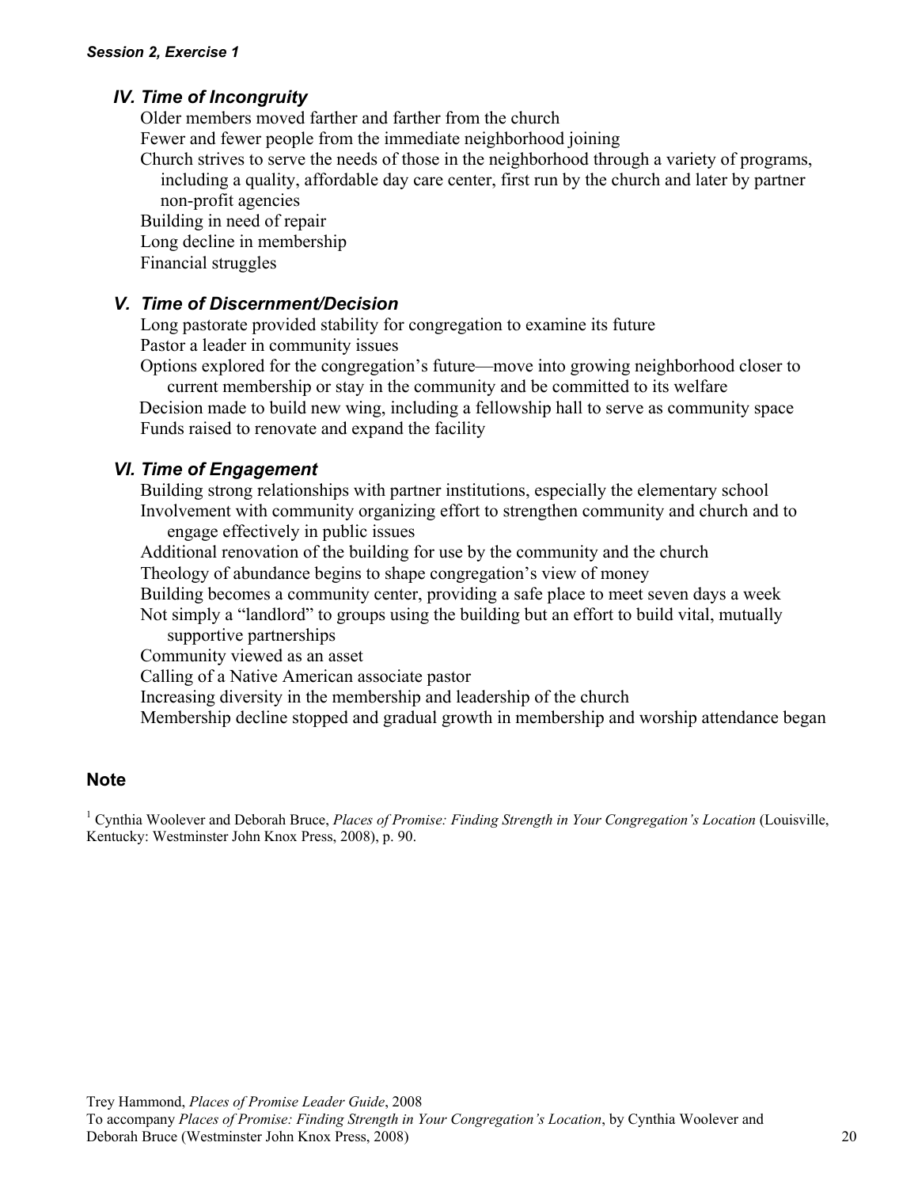*Session 2, Exercise 1*

### *IV. Time of Incongruity*

Older members moved farther and farther from the church
Fewer and fewer people from the immediate neighborhood joining
Church strives to serve the needs of those in the neighborhood through a variety of programs, including a quality, affordable day care center, first run by the church and later by partner non-profit agencies
Building in need of repair
Long decline in membership
Financial struggles

### *V. Time of Discernment/Decision*

Long pastorate provided stability for congregation to examine its future
Pastor a leader in community issues
Options explored for the congregation's future—move into growing neighborhood closer to current membership or stay in the community and be committed to its welfare
Decision made to build new wing, including a fellowship hall to serve as community space
Funds raised to renovate and expand the facility

### *VI. Time of Engagement*

Building strong relationships with partner institutions, especially the elementary school
Involvement with community organizing effort to strengthen community and church and to engage effectively in public issues
Additional renovation of the building for use by the community and the church
Theology of abundance begins to shape congregation's view of money
Building becomes a community center, providing a safe place to meet seven days a week
Not simply a "landlord" to groups using the building but an effort to build vital, mutually supportive partnerships
Community viewed as an asset
Calling of a Native American associate pastor
Increasing diversity in the membership and leadership of the church
Membership decline stopped and gradual growth in membership and worship attendance began

## Note

[1] Cynthia Woolever and Deborah Bruce, *Places of Promise: Finding Strength in Your Congregation's Location* (Louisville, Kentucky: Westminster John Knox Press, 2008), p. 90.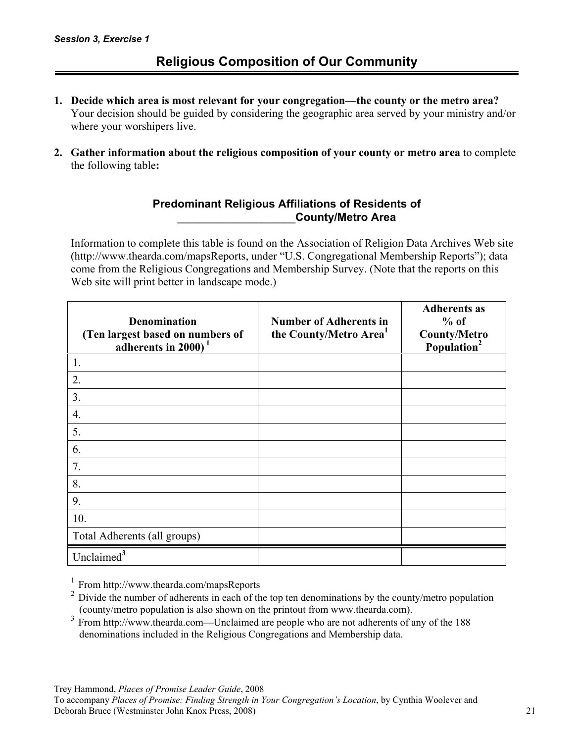*Session 3, Exercise 1*

## Religious Composition of Our Community

1. **Decide which area is most relevant for your congregation—the county or the metro area?** Your decision should be guided by considering the geographic area served by your ministry and/or where your worshipers live.

2. **Gather information about the religious composition of your county or metro area** to complete the following table**:**

### Predominant Religious Affiliations of Residents of ____________________County/Metro Area

Information to complete this table is found on the Association of Religion Data Archives Web site (http://www.thearda.com/mapsReports, under "U.S. Congregational Membership Reports"); data come from the Religious Congregations and Membership Survey. (Note that the reports on this Web site will print better in landscape mode.)

| Denomination (Ten largest based on numbers of adherents in 2000) [1] | Number of Adherents in the County/Metro Area[1] | Adherents as % of County/Metro Population[2] |
|---|---|---|
| 1. | | |
| 2. | | |
| 3. | | |
| 4. | | |
| 5. | | |
| 6. | | |
| 7. | | |
| 8. | | |
| 9. | | |
| 10. | | |
| Total Adherents (all groups) | | |
| Unclaimed[3] | | |

[1] From http://www.thearda.com/mapsReports

[2] Divide the number of adherents in each of the top ten denominations by the county/metro population (county/metro population is also shown on the printout from www.thearda.com).

[3] From http://www.thearda.com—Unclaimed are people who are not adherents of any of the 188 denominations included in the Religious Congregations and Membership data.

Trey Hammond, *Places of Promise Leader Guide*, 2008
To accompany *Places of Promise: Finding Strength in Your Congregation's Location*, by Cynthia Woolever and Deborah Bruce (Westminster John Knox Press, 2008)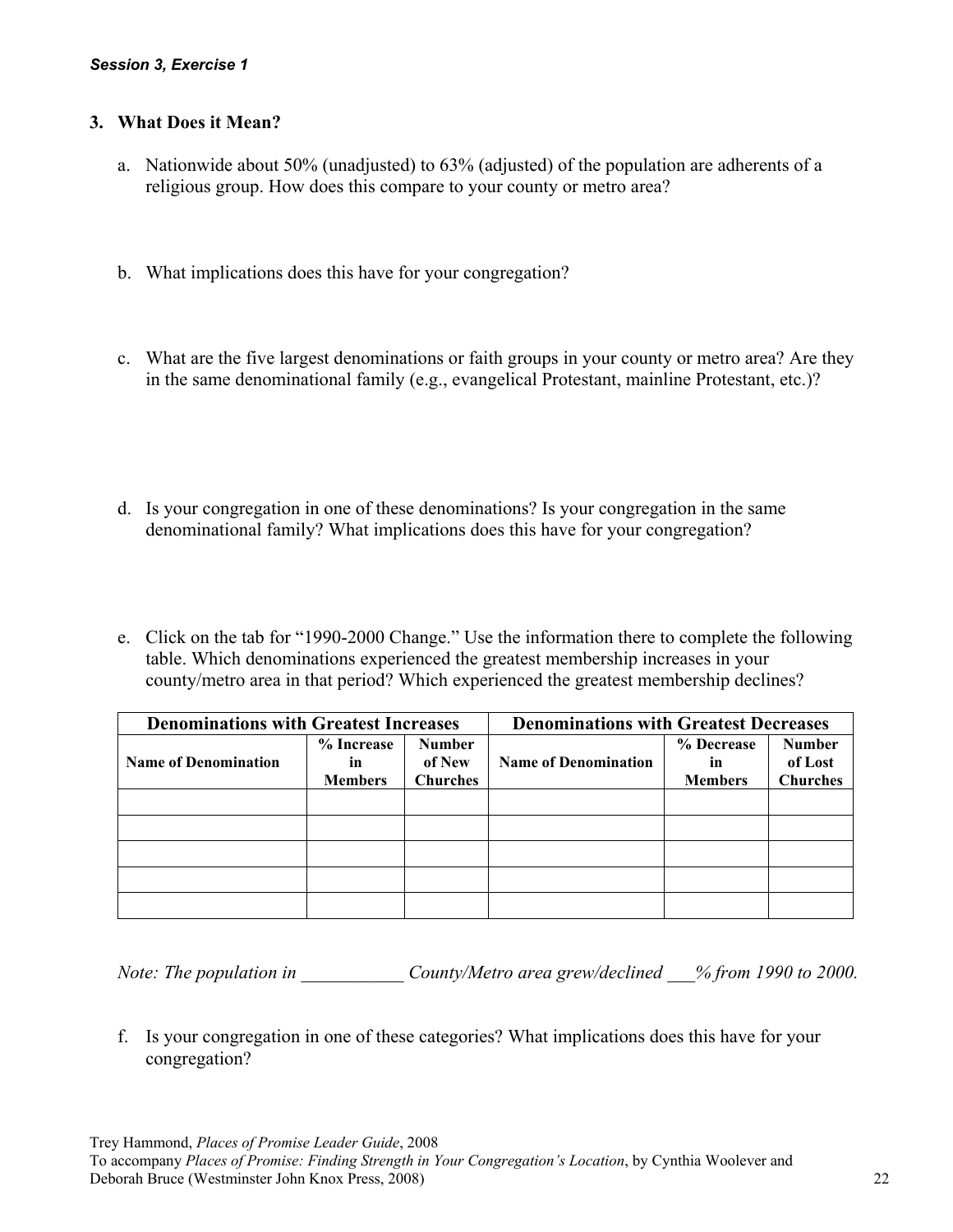*Session 3, Exercise 1*

### 3. What Does it Mean?

a. Nationwide about 50% (unadjusted) to 63% (adjusted) of the population are adherents of a religious group. How does this compare to your county or metro area?

b. What implications does this have for your congregation?

c. What are the five largest denominations or faith groups in your county or metro area? Are they in the same denominational family (e.g., evangelical Protestant, mainline Protestant, etc.)?

d. Is your congregation in one of these denominations? Is your congregation in the same denominational family? What implications does this have for your congregation?

e. Click on the tab for "1990-2000 Change." Use the information there to complete the following table. Which denominations experienced the greatest membership increases in your county/metro area in that period? Which experienced the greatest membership declines?

| **Denominations with Greatest Increases** | | | **Denominations with Greatest Decreases** | | |
|---|---|---|---|---|---|
| **Name of Denomination** | **% Increase in Members** | **Number of New Churches** | **Name of Denomination** | **% Decrease in Members** | **Number of Lost Churches** |
| | | | | | |
| | | | | | |
| | | | | | |
| | | | | | |
| | | | | | |

*Note: The population in ___________ County/Metro area grew/declined ___% from 1990 to 2000.*

f. Is your congregation in one of these categories? What implications does this have for your congregation?

Trey Hammond, *Places of Promise Leader Guide*, 2008
To accompany *Places of Promise: Finding Strength in Your Congregation's Location*, by Cynthia Woolever and Deborah Bruce (Westminster John Knox Press, 2008)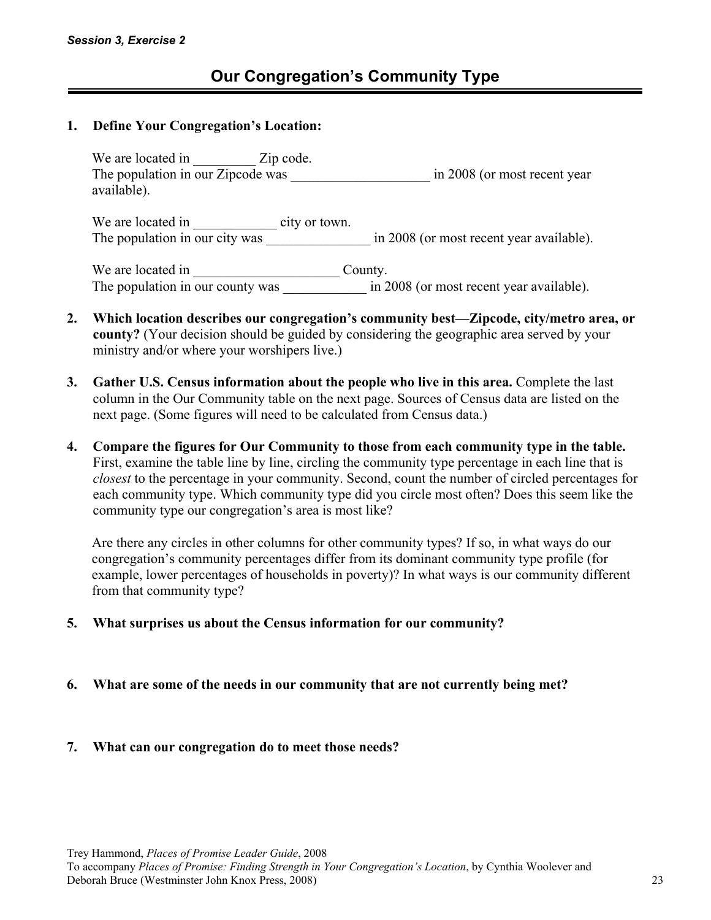*Session 3, Exercise 2*

# Our Congregation's Community Type

1. **Define Your Congregation's Location:**

   We are located in _________ Zip code.
   The population in our Zipcode was ____________________ in 2008 (or most recent year available).

   We are located in ____________ city or town.
   The population in our city was _______________ in 2008 (or most recent year available).

   We are located in _____________________ County.
   The population in our county was ____________ in 2008 (or most recent year available).

2. **Which location describes our congregation's community best—Zipcode, city/metro area, or county?** (Your decision should be guided by considering the geographic area served by your ministry and/or where your worshipers live.)

3. **Gather U.S. Census information about the people who live in this area.** Complete the last column in the Our Community table on the next page. Sources of Census data are listed on the next page. (Some figures will need to be calculated from Census data.)

4. **Compare the figures for Our Community to those from each community type in the table.** First, examine the table line by line, circling the community type percentage in each line that is *closest* to the percentage in your community. Second, count the number of circled percentages for each community type. Which community type did you circle most often? Does this seem like the community type our congregation's area is most like?

   Are there any circles in other columns for other community types? If so, in what ways do our congregation's community percentages differ from its dominant community type profile (for example, lower percentages of households in poverty)? In what ways is our community different from that community type?

5. **What surprises us about the Census information for our community?**

6. **What are some of the needs in our community that are not currently being met?**

7. **What can our congregation do to meet those needs?**

Trey Hammond, *Places of Promise Leader Guide*, 2008
To accompany *Places of Promise: Finding Strength in Your Congregation's Location*, by Cynthia Woolever and Deborah Bruce (Westminster John Knox Press, 2008)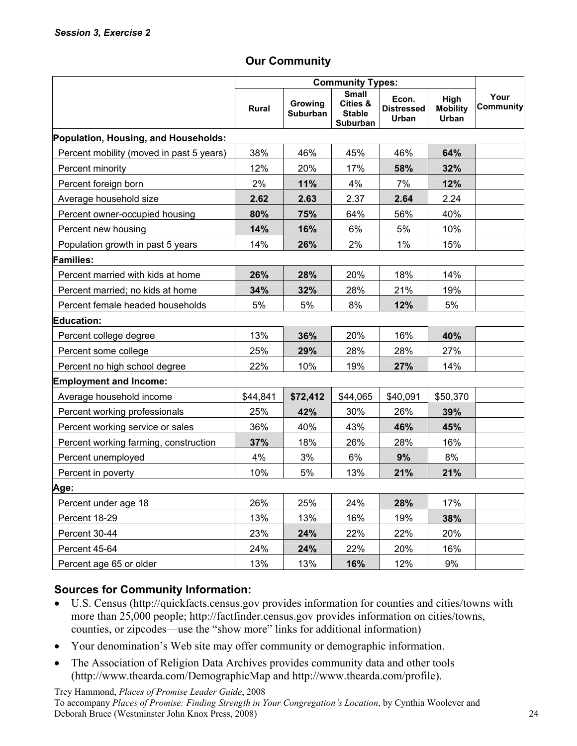*Session 3, Exercise 2*

## Our Community

| | Community Types: | | | | | Your Community |
|---|---|---|---|---|---|---|
| | Rural | Growing Suburban | Small Cities & Stable Suburban | Econ. Distressed Urban | High Mobility Urban | |
| **Population, Housing, and Households:** | | | | | | |
| Percent mobility (moved in past 5 years) | 38% | 46% | 45% | 46% | **64%** | |
| Percent minority | 12% | 20% | 17% | **58%** | **32%** | |
| Percent foreign born | 2% | **11%** | 4% | 7% | **12%** | |
| Average household size | **2.62** | **2.63** | 2.37 | **2.64** | 2.24 | |
| Percent owner-occupied housing | **80%** | **75%** | 64% | 56% | 40% | |
| Percent new housing | **14%** | **16%** | 6% | 5% | 10% | |
| Population growth in past 5 years | 14% | **26%** | 2% | 1% | 15% | |
| **Families:** | | | | | | |
| Percent married with kids at home | **26%** | **28%** | 20% | 18% | 14% | |
| Percent married; no kids at home | **34%** | **32%** | 28% | 21% | 19% | |
| Percent female headed households | 5% | 5% | 8% | **12%** | 5% | |
| **Education:** | | | | | | |
| Percent college degree | 13% | **36%** | 20% | 16% | **40%** | |
| Percent some college | 25% | **29%** | 28% | 28% | 27% | |
| Percent no high school degree | 22% | 10% | 19% | **27%** | 14% | |
| **Employment and Income:** | | | | | | |
| Average household income | $44,841 | **$72,412** | $44,065 | $40,091 | $50,370 | |
| Percent working professionals | 25% | **42%** | 30% | 26% | **39%** | |
| Percent working service or sales | 36% | 40% | 43% | **46%** | **45%** | |
| Percent working farming, construction | **37%** | 18% | 26% | 28% | 16% | |
| Percent unemployed | 4% | 3% | 6% | **9%** | 8% | |
| Percent in poverty | 10% | 5% | 13% | **21%** | **21%** | |
| **Age:** | | | | | | |
| Percent under age 18 | 26% | 25% | 24% | **28%** | 17% | |
| Percent 18-29 | 13% | 13% | 16% | 19% | **38%** | |
| Percent 30-44 | 23% | **24%** | 22% | 22% | 20% | |
| Percent 45-64 | 24% | **24%** | 22% | 20% | 16% | |
| Percent age 65 or older | 13% | 13% | **16%** | 12% | 9% | |

### Sources for Community Information:

- U.S. Census (http://quickfacts.census.gov provides information for counties and cities/towns with more than 25,000 people; http://factfinder.census.gov provides information on cities/towns, counties, or zipcodes—use the "show more" links for additional information)
- Your denomination's Web site may offer community or demographic information.
- The Association of Religion Data Archives provides community data and other tools (http://www.thearda.com/DemographicMap and http://www.thearda.com/profile).

Trey Hammond, *Places of Promise Leader Guide*, 2008
To accompany *Places of Promise: Finding Strength in Your Congregation's Location*, by Cynthia Woolever and Deborah Bruce (Westminster John Knox Press, 2008)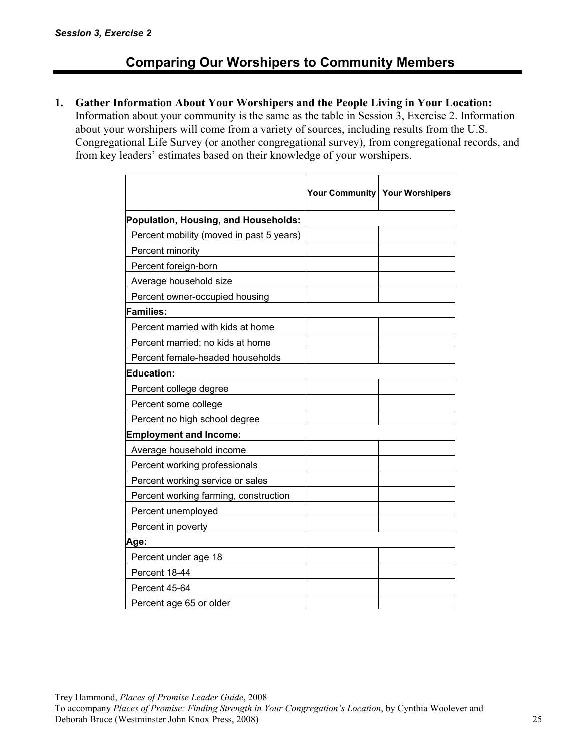*Session 3, Exercise 2*

## Comparing Our Worshipers to Community Members

**1. Gather Information About Your Worshipers and the People Living in Your Location:** Information about your community is the same as the table in Session 3, Exercise 2. Information about your worshipers will come from a variety of sources, including results from the U.S. Congregational Life Survey (or another congregational survey), from congregational records, and from key leaders' estimates based on their knowledge of your worshipers.

| | Your Community | Your Worshipers |
|---|---|---|
| **Population, Housing, and Households:** | | |
| Percent mobility (moved in past 5 years) | | |
| Percent minority | | |
| Percent foreign-born | | |
| Average household size | | |
| Percent owner-occupied housing | | |
| **Families:** | | |
| Percent married with kids at home | | |
| Percent married; no kids at home | | |
| Percent female-headed households | | |
| **Education:** | | |
| Percent college degree | | |
| Percent some college | | |
| Percent no high school degree | | |
| **Employment and Income:** | | |
| Average household income | | |
| Percent working professionals | | |
| Percent working service or sales | | |
| Percent working farming, construction | | |
| Percent unemployed | | |
| Percent in poverty | | |
| **Age:** | | |
| Percent under age 18 | | |
| Percent 18-44 | | |
| Percent 45-64 | | |
| Percent age 65 or older | | |

Trey Hammond, *Places of Promise Leader Guide*, 2008
To accompany *Places of Promise: Finding Strength in Your Congregation's Location*, by Cynthia Woolever and Deborah Bruce (Westminster John Knox Press, 2008)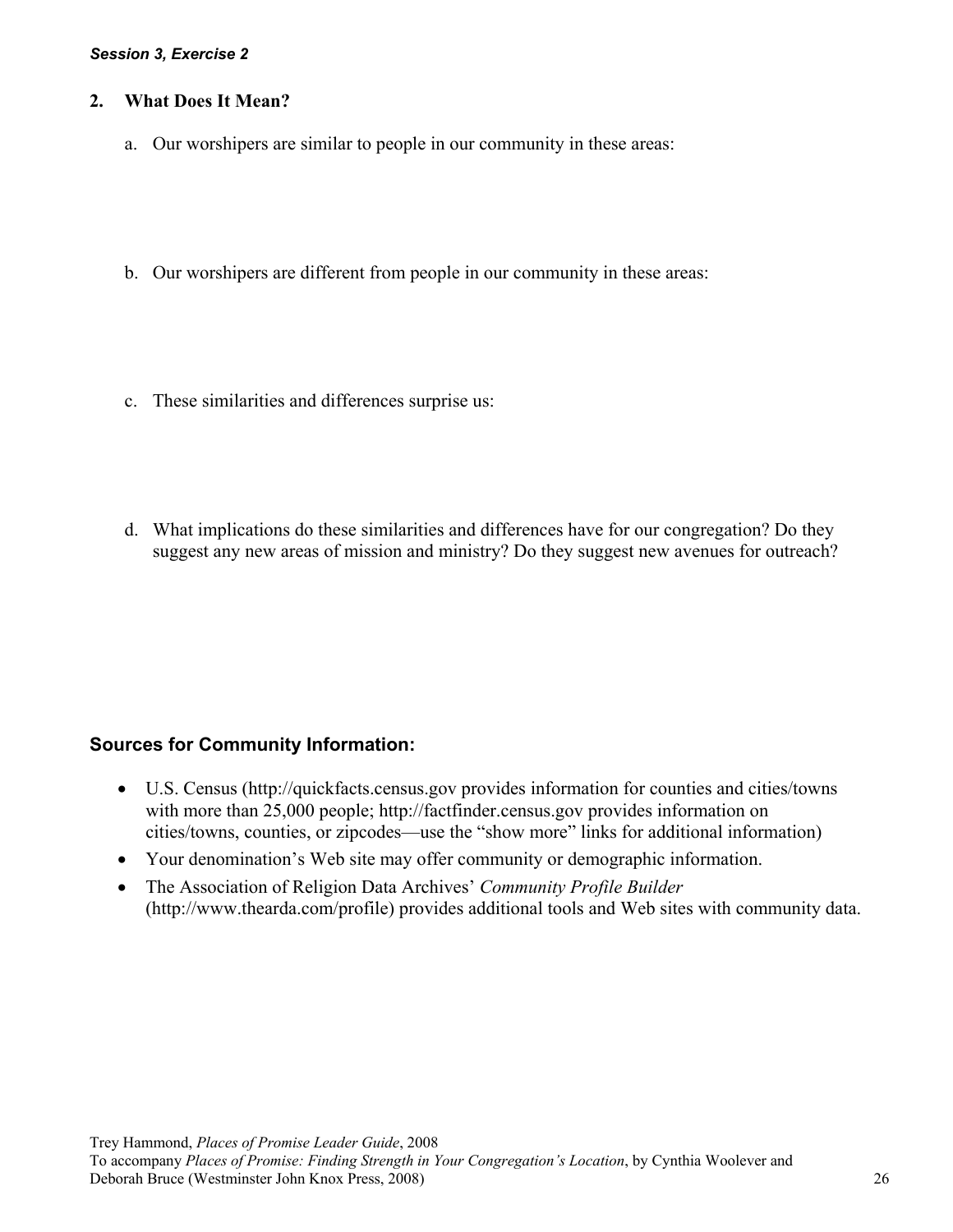*Session 3, Exercise 2*

## 2. What Does It Mean?

a. Our worshipers are similar to people in our community in these areas:

b. Our worshipers are different from people in our community in these areas:

c. These similarities and differences surprise us:

d. What implications do these similarities and differences have for our congregation? Do they suggest any new areas of mission and ministry? Do they suggest new avenues for outreach?

## Sources for Community Information:

- U.S. Census (http://quickfacts.census.gov provides information for counties and cities/towns with more than 25,000 people; http://factfinder.census.gov provides information on cities/towns, counties, or zipcodes—use the "show more" links for additional information)
- Your denomination's Web site may offer community or demographic information.
- The Association of Religion Data Archives' *Community Profile Builder* (http://www.thearda.com/profile) provides additional tools and Web sites with community data.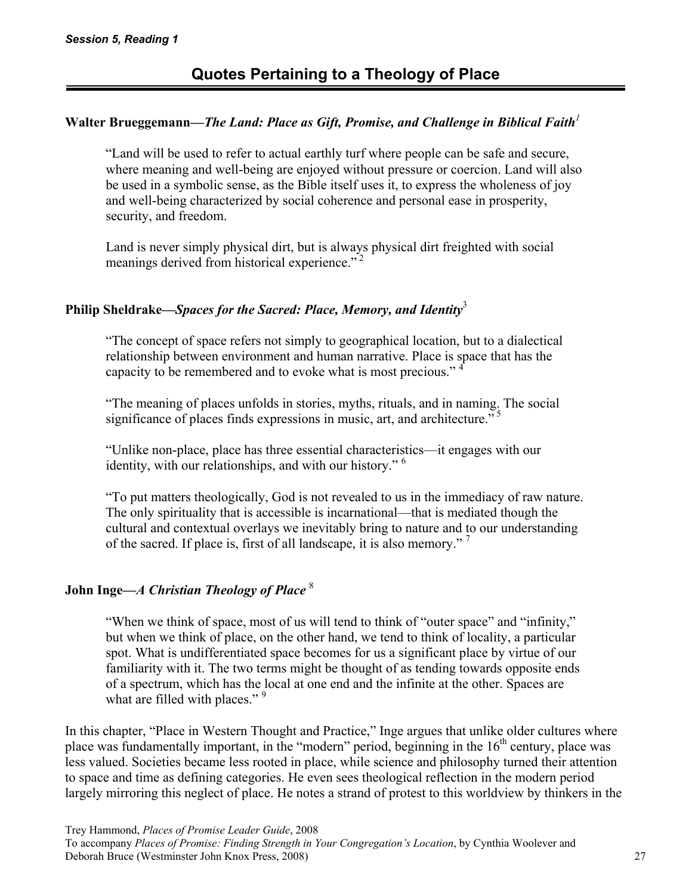*Session 5, Reading 1*

# Quotes Pertaining to a Theology of Place

**Walter Brueggemann—*The Land: Place as Gift, Promise, and Challenge in Biblical Faith*[1]**

> "Land will be used to refer to actual earthly turf where people can be safe and secure, where meaning and well-being are enjoyed without pressure or coercion. Land will also be used in a symbolic sense, as the Bible itself uses it, to express the wholeness of joy and well-being characterized by social coherence and personal ease in prosperity, security, and freedom.
>
> Land is never simply physical dirt, but is always physical dirt freighted with social meanings derived from historical experience." [2]

**Philip Sheldrake—*Spaces for the Sacred: Place, Memory, and Identity*[3]**

> "The concept of space refers not simply to geographical location, but to a dialectical relationship between environment and human narrative. Place is space that has the capacity to be remembered and to evoke what is most precious." [4]
>
> "The meaning of places unfolds in stories, myths, rituals, and in naming. The social significance of places finds expressions in music, art, and architecture." [5]
>
> "Unlike non-place, place has three essential characteristics—it engages with our identity, with our relationships, and with our history." [6]
>
> "To put matters theologically, God is not revealed to us in the immediacy of raw nature. The only spirituality that is accessible is incarnational—that is mediated though the cultural and contextual overlays we inevitably bring to nature and to our understanding of the sacred. If place is, first of all landscape, it is also memory." [7]

**John Inge—*A Christian Theology of Place* [8]**

> "When we think of space, most of us will tend to think of "outer space" and "infinity," but when we think of place, on the other hand, we tend to think of locality, a particular spot. What is undifferentiated space becomes for us a significant place by virtue of our familiarity with it. The two terms might be thought of as tending towards opposite ends of a spectrum, which has the local at one end and the infinite at the other. Spaces are what are filled with places." [9]

In this chapter, "Place in Western Thought and Practice," Inge argues that unlike older cultures where place was fundamentally important, in the "modern" period, beginning in the 16th century, place was less valued. Societies became less rooted in place, while science and philosophy turned their attention to space and time as defining categories. He even sees theological reflection in the modern period largely mirroring this neglect of place. He notes a strand of protest to this worldview by thinkers in the

Trey Hammond, *Places of Promise Leader Guide*, 2008
To accompany *Places of Promise: Finding Strength in Your Congregation's Location*, by Cynthia Woolever and Deborah Bruce (Westminster John Knox Press, 2008)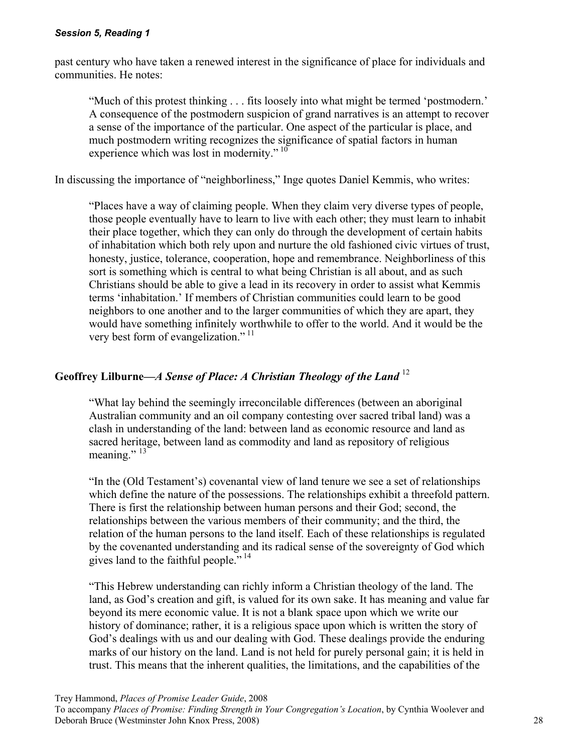past century who have taken a renewed interest in the significance of place for individuals and communities. He notes:

> "Much of this protest thinking . . . fits loosely into what might be termed 'postmodern.' A consequence of the postmodern suspicion of grand narratives is an attempt to recover a sense of the importance of the particular. One aspect of the particular is place, and much postmodern writing recognizes the significance of spatial factors in human experience which was lost in modernity." [10]

In discussing the importance of "neighborliness," Inge quotes Daniel Kemmis, who writes:

> "Places have a way of claiming people. When they claim very diverse types of people, those people eventually have to learn to live with each other; they must learn to inhabit their place together, which they can only do through the development of certain habits of inhabitation which both rely upon and nurture the old fashioned civic virtues of trust, honesty, justice, tolerance, cooperation, hope and remembrance. Neighborliness of this sort is something which is central to what being Christian is all about, and as such Christians should be able to give a lead in its recovery in order to assist what Kemmis terms 'inhabitation.' If members of Christian communities could learn to be good neighbors to one another and to the larger communities of which they are apart, they would have something infinitely worthwhile to offer to the world. And it would be the very best form of evangelization." [11]

## Geoffrey Lilburne—*A Sense of Place: A Christian Theology of the Land* [12]

> "What lay behind the seemingly irreconcilable differences (between an aboriginal Australian community and an oil company contesting over sacred tribal land) was a clash in understanding of the land: between land as economic resource and land as sacred heritage, between land as commodity and land as repository of religious meaning." [13]
>
> "In the (Old Testament's) covenantal view of land tenure we see a set of relationships which define the nature of the possessions. The relationships exhibit a threefold pattern. There is first the relationship between human persons and their God; second, the relationships between the various members of their community; and the third, the relation of the human persons to the land itself. Each of these relationships is regulated by the covenanted understanding and its radical sense of the sovereignty of God which gives land to the faithful people." [14]
>
> "This Hebrew understanding can richly inform a Christian theology of the land. The land, as God's creation and gift, is valued for its own sake. It has meaning and value far beyond its mere economic value. It is not a blank space upon which we write our history of dominance; rather, it is a religious space upon which is written the story of God's dealings with us and our dealing with God. These dealings provide the enduring marks of our history on the land. Land is not held for purely personal gain; it is held in trust. This means that the inherent qualities, the limitations, and the capabilities of the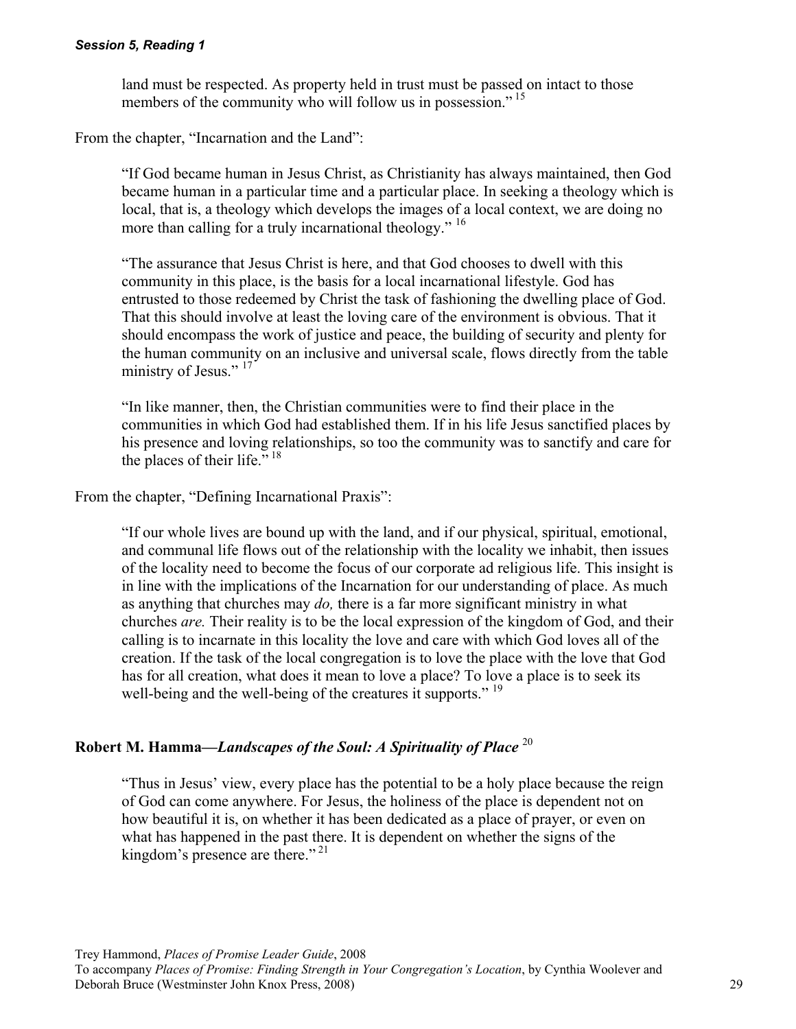land must be respected. As property held in trust must be passed on intact to those members of the community who will follow us in possession."[15]

From the chapter, "Incarnation and the Land":

> "If God became human in Jesus Christ, as Christianity has always maintained, then God became human in a particular time and a particular place. In seeking a theology which is local, that is, a theology which develops the images of a local context, we are doing no more than calling for a truly incarnational theology."[16]
>
> "The assurance that Jesus Christ is here, and that God chooses to dwell with this community in this place, is the basis for a local incarnational lifestyle. God has entrusted to those redeemed by Christ the task of fashioning the dwelling place of God. That this should involve at least the loving care of the environment is obvious. That it should encompass the work of justice and peace, the building of security and plenty for the human community on an inclusive and universal scale, flows directly from the table ministry of Jesus."[17]
>
> "In like manner, then, the Christian communities were to find their place in the communities in which God had established them. If in his life Jesus sanctified places by his presence and loving relationships, so too the community was to sanctify and care for the places of their life."[18]

From the chapter, "Defining Incarnational Praxis":

> "If our whole lives are bound up with the land, and if our physical, spiritual, emotional, and communal life flows out of the relationship with the locality we inhabit, then issues of the locality need to become the focus of our corporate ad religious life. This insight is in line with the implications of the Incarnation for our understanding of place. As much as anything that churches may *do,* there is a far more significant ministry in what churches *are.* Their reality is to be the local expression of the kingdom of God, and their calling is to incarnate in this locality the love and care with which God loves all of the creation. If the task of the local congregation is to love the place with the love that God has for all creation, what does it mean to love a place? To love a place is to seek its well-being and the well-being of the creatures it supports."[19]

## Robert M. Hamma—*Landscapes of the Soul: A Spirituality of Place*[20]

> "Thus in Jesus' view, every place has the potential to be a holy place because the reign of God can come anywhere. For Jesus, the holiness of the place is dependent not on how beautiful it is, on whether it has been dedicated as a place of prayer, or even on what has happened in the past there. It is dependent on whether the signs of the kingdom's presence are there."[21]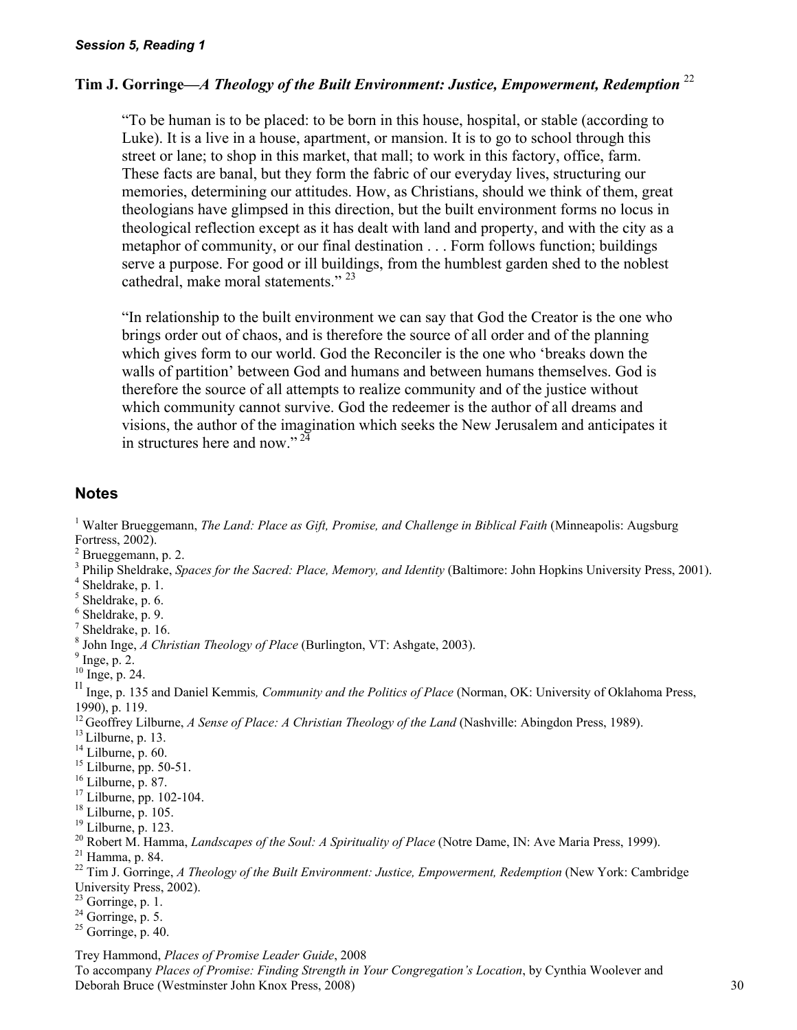*Session 5, Reading 1*

### Tim J. Gorringe—*A Theology of the Built Environment: Justice, Empowerment, Redemption* [22]

> "To be human is to be placed: to be born in this house, hospital, or stable (according to Luke). It is a live in a house, apartment, or mansion. It is to go to school through this street or lane; to shop in this market, that mall; to work in this factory, office, farm. These facts are banal, but they form the fabric of our everyday lives, structuring our memories, determining our attitudes. How, as Christians, should we think of them, great theologians have glimpsed in this direction, but the built environment forms no locus in theological reflection except as it has dealt with land and property, and with the city as a metaphor of community, or our final destination . . . Form follows function; buildings serve a purpose. For good or ill buildings, from the humblest garden shed to the noblest cathedral, make moral statements." [23]

> "In relationship to the built environment we can say that God the Creator is the one who brings order out of chaos, and is therefore the source of all order and of the planning which gives form to our world. God the Reconciler is the one who 'breaks down the walls of partition' between God and humans and between humans themselves. God is therefore the source of all attempts to realize community and of the justice without which community cannot survive. God the redeemer is the author of all dreams and visions, the author of the imagination which seeks the New Jerusalem and anticipates it in structures here and now." [24]

## Notes

[1] Walter Brueggemann, *The Land: Place as Gift, Promise, and Challenge in Biblical Faith* (Minneapolis: Augsburg Fortress, 2002).
[2] Brueggemann, p. 2.
[3] Philip Sheldrake, *Spaces for the Sacred: Place, Memory, and Identity* (Baltimore: John Hopkins University Press, 2001).
[4] Sheldrake, p. 1.
[5] Sheldrake, p. 6.
[6] Sheldrake, p. 9.
[7] Sheldrake, p. 16.
[8] John Inge, *A Christian Theology of Place* (Burlington, VT: Ashgate, 2003).
[9] Inge, p. 2.
[10] Inge, p. 24.
[11] Inge, p. 135 and Daniel Kemmis*, Community and the Politics of Place* (Norman, OK: University of Oklahoma Press, 1990), p. 119.
[12] Geoffrey Lilburne, *A Sense of Place: A Christian Theology of the Land* (Nashville: Abingdon Press, 1989).
[13] Lilburne, p. 13.
[14] Lilburne, p. 60.
[15] Lilburne, pp. 50-51.
[16] Lilburne, p. 87.
[17] Lilburne, pp. 102-104.
[18] Lilburne, p. 105.
[19] Lilburne, p. 123.
[20] Robert M. Hamma, *Landscapes of the Soul: A Spirituality of Place* (Notre Dame, IN: Ave Maria Press, 1999).
[21] Hamma, p. 84.
[22] Tim J. Gorringe, *A Theology of the Built Environment: Justice, Empowerment, Redemption* (New York: Cambridge University Press, 2002).
[23] Gorringe, p. 1.
[24] Gorringe, p. 5.
[25] Gorringe, p. 40.

Trey Hammond, *Places of Promise Leader Guide*, 2008
To accompany *Places of Promise: Finding Strength in Your Congregation's Location*, by Cynthia Woolever and Deborah Bruce (Westminster John Knox Press, 2008)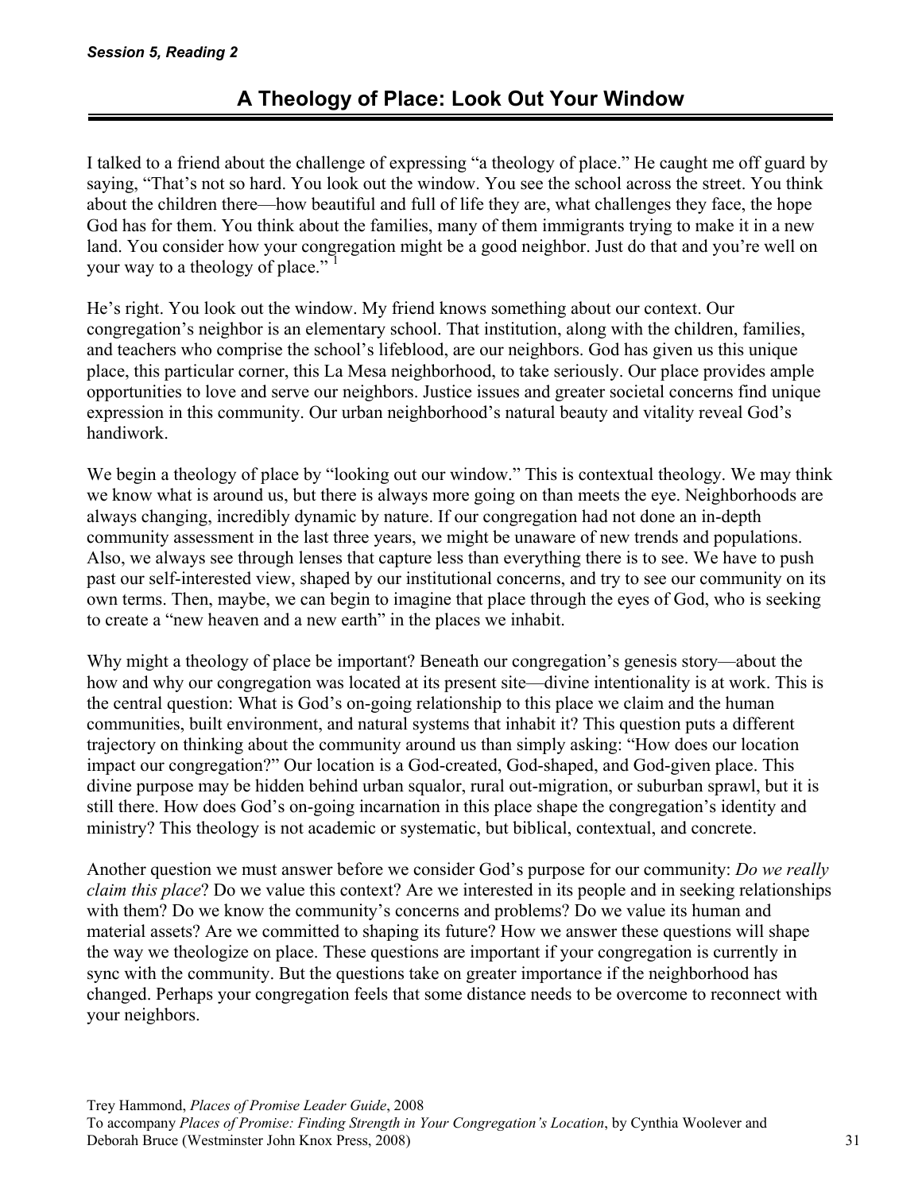*Session 5, Reading 2*

## A Theology of Place: Look Out Your Window

I talked to a friend about the challenge of expressing "a theology of place." He caught me off guard by saying, "That's not so hard. You look out the window. You see the school across the street. You think about the children there—how beautiful and full of life they are, what challenges they face, the hope God has for them. You think about the families, many of them immigrants trying to make it in a new land. You consider how your congregation might be a good neighbor. Just do that and you're well on your way to a theology of place." [1]

He's right. You look out the window. My friend knows something about our context. Our congregation's neighbor is an elementary school. That institution, along with the children, families, and teachers who comprise the school's lifeblood, are our neighbors. God has given us this unique place, this particular corner, this La Mesa neighborhood, to take seriously. Our place provides ample opportunities to love and serve our neighbors. Justice issues and greater societal concerns find unique expression in this community. Our urban neighborhood's natural beauty and vitality reveal God's handiwork.

We begin a theology of place by "looking out our window." This is contextual theology. We may think we know what is around us, but there is always more going on than meets the eye. Neighborhoods are always changing, incredibly dynamic by nature. If our congregation had not done an in-depth community assessment in the last three years, we might be unaware of new trends and populations. Also, we always see through lenses that capture less than everything there is to see. We have to push past our self-interested view, shaped by our institutional concerns, and try to see our community on its own terms. Then, maybe, we can begin to imagine that place through the eyes of God, who is seeking to create a "new heaven and a new earth" in the places we inhabit.

Why might a theology of place be important? Beneath our congregation's genesis story—about the how and why our congregation was located at its present site—divine intentionality is at work. This is the central question: What is God's on-going relationship to this place we claim and the human communities, built environment, and natural systems that inhabit it? This question puts a different trajectory on thinking about the community around us than simply asking: "How does our location impact our congregation?" Our location is a God-created, God-shaped, and God-given place. This divine purpose may be hidden behind urban squalor, rural out-migration, or suburban sprawl, but it is still there. How does God's on-going incarnation in this place shape the congregation's identity and ministry? This theology is not academic or systematic, but biblical, contextual, and concrete.

Another question we must answer before we consider God's purpose for our community: *Do we really claim this place*? Do we value this context? Are we interested in its people and in seeking relationships with them? Do we know the community's concerns and problems? Do we value its human and material assets? Are we committed to shaping its future? How we answer these questions will shape the way we theologize on place. These questions are important if your congregation is currently in sync with the community. But the questions take on greater importance if the neighborhood has changed. Perhaps your congregation feels that some distance needs to be overcome to reconnect with your neighbors.

Trey Hammond, *Places of Promise Leader Guide*, 2008
To accompany *Places of Promise: Finding Strength in Your Congregation's Location*, by Cynthia Woolever and Deborah Bruce (Westminster John Knox Press, 2008)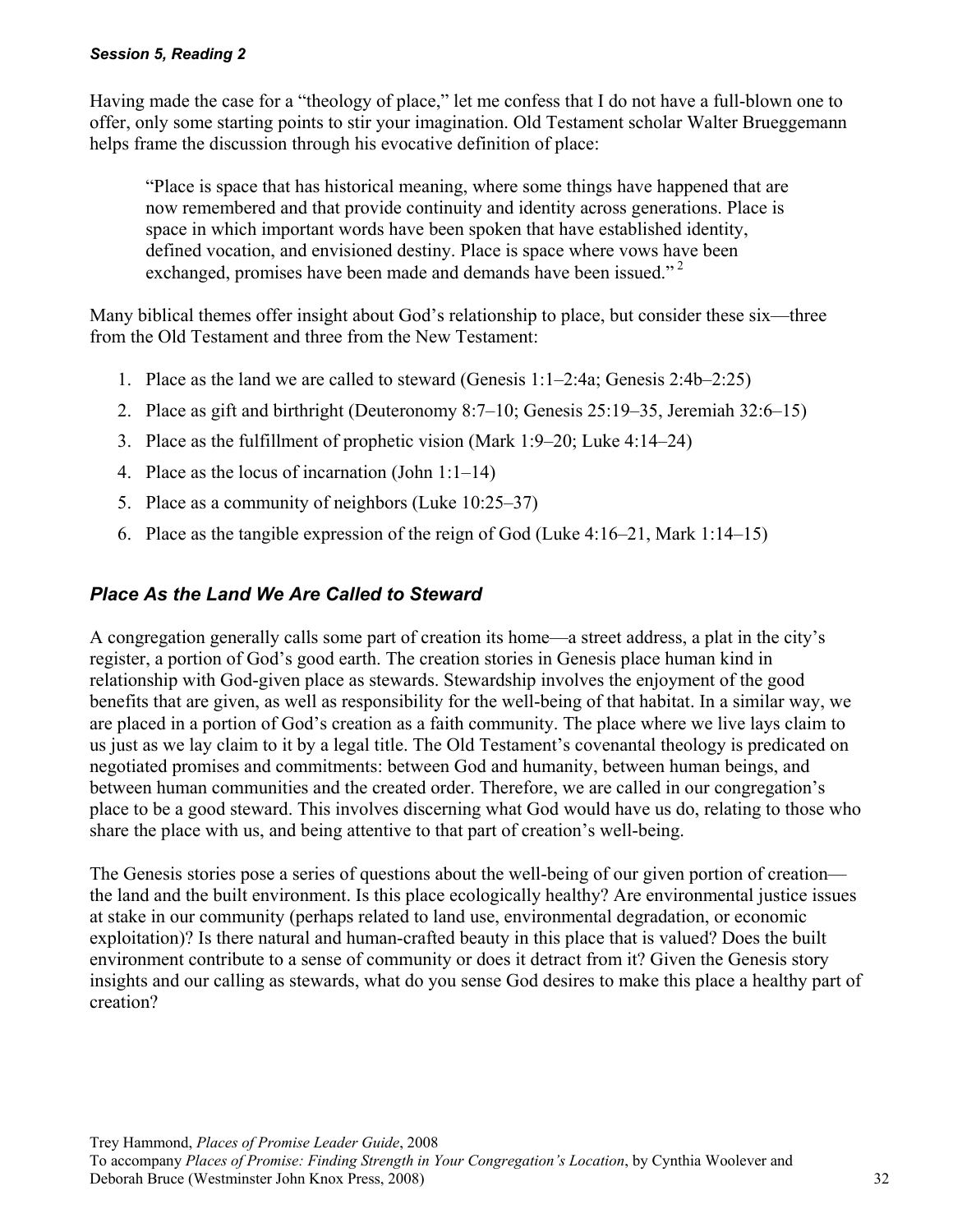Having made the case for a "theology of place," let me confess that I do not have a full-blown one to offer, only some starting points to stir your imagination. Old Testament scholar Walter Brueggemann helps frame the discussion through his evocative definition of place:

> "Place is space that has historical meaning, where some things have happened that are now remembered and that provide continuity and identity across generations. Place is space in which important words have been spoken that have established identity, defined vocation, and envisioned destiny. Place is space where vows have been exchanged, promises have been made and demands have been issued." [2]

Many biblical themes offer insight about God's relationship to place, but consider these six—three from the Old Testament and three from the New Testament:

1. Place as the land we are called to steward (Genesis 1:1–2:4a; Genesis 2:4b–2:25)
2. Place as gift and birthright (Deuteronomy 8:7–10; Genesis 25:19–35, Jeremiah 32:6–15)
3. Place as the fulfillment of prophetic vision (Mark 1:9–20; Luke 4:14–24)
4. Place as the locus of incarnation (John 1:1–14)
5. Place as a community of neighbors (Luke 10:25–37)
6. Place as the tangible expression of the reign of God (Luke 4:16–21, Mark 1:14–15)

## *Place As the Land We Are Called to Steward*

A congregation generally calls some part of creation its home—a street address, a plat in the city's register, a portion of God's good earth. The creation stories in Genesis place human kind in relationship with God-given place as stewards. Stewardship involves the enjoyment of the good benefits that are given, as well as responsibility for the well-being of that habitat. In a similar way, we are placed in a portion of God's creation as a faith community. The place where we live lays claim to us just as we lay claim to it by a legal title. The Old Testament's covenantal theology is predicated on negotiated promises and commitments: between God and humanity, between human beings, and between human communities and the created order. Therefore, we are called in our congregation's place to be a good steward. This involves discerning what God would have us do, relating to those who share the place with us, and being attentive to that part of creation's well-being.

The Genesis stories pose a series of questions about the well-being of our given portion of creation—the land and the built environment. Is this place ecologically healthy? Are environmental justice issues at stake in our community (perhaps related to land use, environmental degradation, or economic exploitation)? Is there natural and human-crafted beauty in this place that is valued? Does the built environment contribute to a sense of community or does it detract from it? Given the Genesis story insights and our calling as stewards, what do you sense God desires to make this place a healthy part of creation?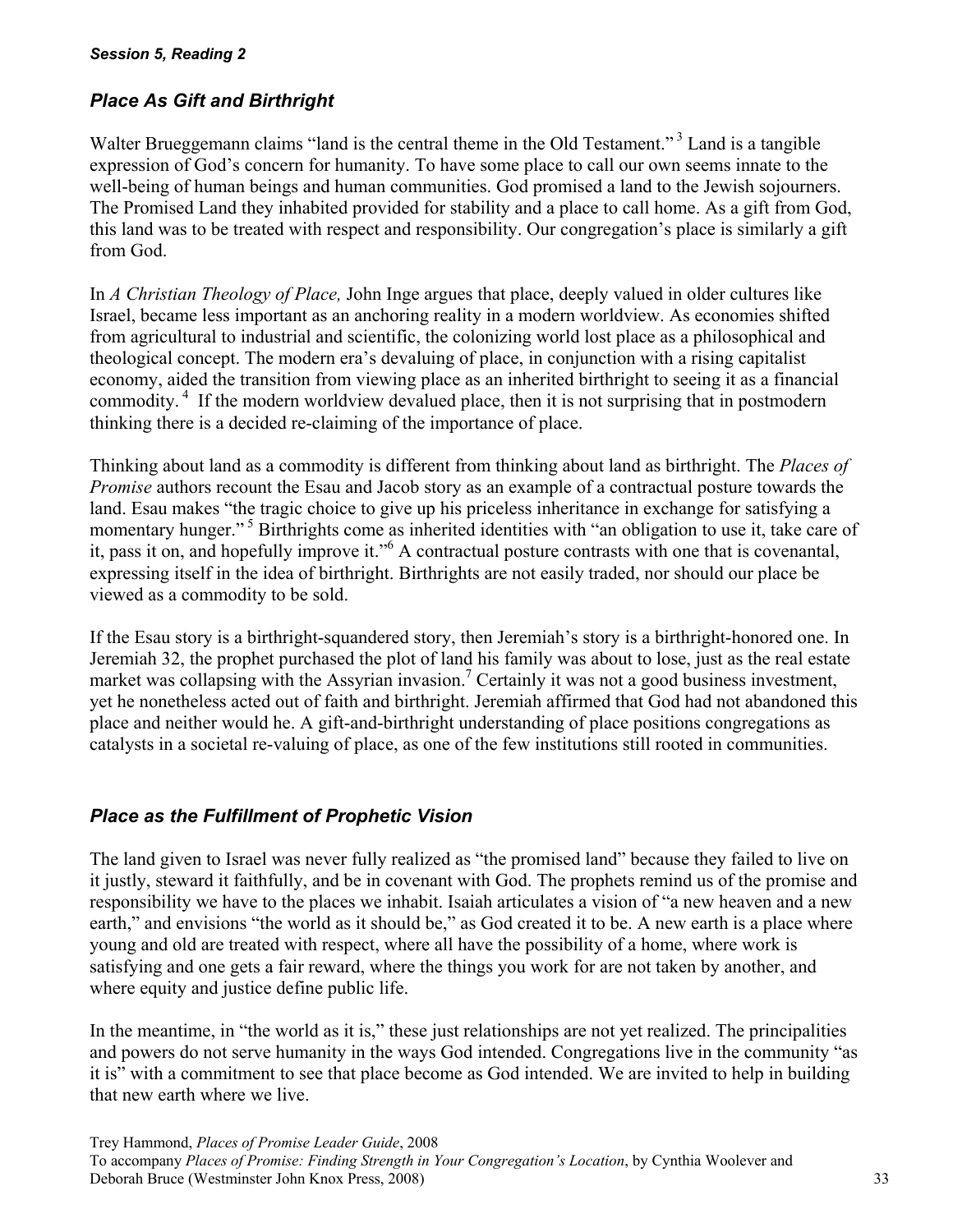*Session 5, Reading 2*

## *Place As Gift and Birthright*

Walter Brueggemann claims "land is the central theme in the Old Testament."[3] Land is a tangible expression of God's concern for humanity. To have some place to call our own seems innate to the well-being of human beings and human communities. God promised a land to the Jewish sojourners. The Promised Land they inhabited provided for stability and a place to call home. As a gift from God, this land was to be treated with respect and responsibility. Our congregation's place is similarly a gift from God.

In *A Christian Theology of Place,* John Inge argues that place, deeply valued in older cultures like Israel, became less important as an anchoring reality in a modern worldview. As economies shifted from agricultural to industrial and scientific, the colonizing world lost place as a philosophical and theological concept. The modern era's devaluing of place, in conjunction with a rising capitalist economy, aided the transition from viewing place as an inherited birthright to seeing it as a financial commodity.[4] If the modern worldview devalued place, then it is not surprising that in postmodern thinking there is a decided re-claiming of the importance of place.

Thinking about land as a commodity is different from thinking about land as birthright. The *Places of Promise* authors recount the Esau and Jacob story as an example of a contractual posture towards the land. Esau makes "the tragic choice to give up his priceless inheritance in exchange for satisfying a momentary hunger."[5] Birthrights come as inherited identities with "an obligation to use it, take care of it, pass it on, and hopefully improve it."[6] A contractual posture contrasts with one that is covenantal, expressing itself in the idea of birthright. Birthrights are not easily traded, nor should our place be viewed as a commodity to be sold.

If the Esau story is a birthright-squandered story, then Jeremiah's story is a birthright-honored one. In Jeremiah 32, the prophet purchased the plot of land his family was about to lose, just as the real estate market was collapsing with the Assyrian invasion.[7] Certainly it was not a good business investment, yet he nonetheless acted out of faith and birthright. Jeremiah affirmed that God had not abandoned this place and neither would he. A gift-and-birthright understanding of place positions congregations as catalysts in a societal re-valuing of place, as one of the few institutions still rooted in communities.

## *Place as the Fulfillment of Prophetic Vision*

The land given to Israel was never fully realized as "the promised land" because they failed to live on it justly, steward it faithfully, and be in covenant with God. The prophets remind us of the promise and responsibility we have to the places we inhabit. Isaiah articulates a vision of "a new heaven and a new earth," and envisions "the world as it should be," as God created it to be. A new earth is a place where young and old are treated with respect, where all have the possibility of a home, where work is satisfying and one gets a fair reward, where the things you work for are not taken by another, and where equity and justice define public life.

In the meantime, in "the world as it is," these just relationships are not yet realized. The principalities and powers do not serve humanity in the ways God intended. Congregations live in the community "as it is" with a commitment to see that place become as God intended. We are invited to help in building that new earth where we live.

Trey Hammond, *Places of Promise Leader Guide*, 2008
To accompany *Places of Promise: Finding Strength in Your Congregation's Location*, by Cynthia Woolever and Deborah Bruce (Westminster John Knox Press, 2008)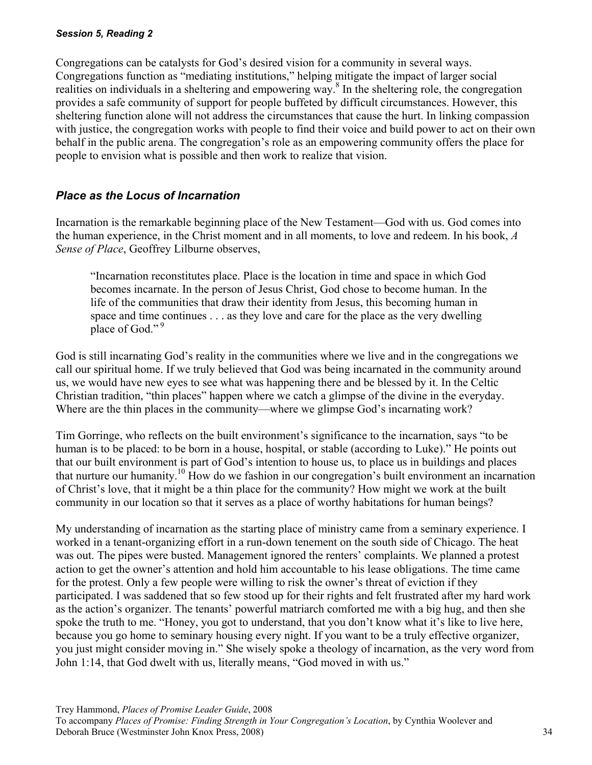Congregations can be catalysts for God's desired vision for a community in several ways. Congregations function as "mediating institutions," helping mitigate the impact of larger social realities on individuals in a sheltering and empowering way.[8] In the sheltering role, the congregation provides a safe community of support for people buffeted by difficult circumstances. However, this sheltering function alone will not address the circumstances that cause the hurt. In linking compassion with justice, the congregation works with people to find their voice and build power to act on their own behalf in the public arena. The congregation's role as an empowering community offers the place for people to envision what is possible and then work to realize that vision.

## *Place as the Locus of Incarnation*

Incarnation is the remarkable beginning place of the New Testament—God with us. God comes into the human experience, in the Christ moment and in all moments, to love and redeem. In his book, *A Sense of Place*, Geoffrey Lilburne observes,

> "Incarnation reconstitutes place. Place is the location in time and space in which God becomes incarnate. In the person of Jesus Christ, God chose to become human. In the life of the communities that draw their identity from Jesus, this becoming human in space and time continues . . . as they love and care for the place as the very dwelling place of God." [9]

God is still incarnating God's reality in the communities where we live and in the congregations we call our spiritual home. If we truly believed that God was being incarnated in the community around us, we would have new eyes to see what was happening there and be blessed by it. In the Celtic Christian tradition, "thin places" happen where we catch a glimpse of the divine in the everyday. Where are the thin places in the community—where we glimpse God's incarnating work?

Tim Gorringe, who reflects on the built environment's significance to the incarnation, says "to be human is to be placed: to be born in a house, hospital, or stable (according to Luke)." He points out that our built environment is part of God's intention to house us, to place us in buildings and places that nurture our humanity.[10] How do we fashion in our congregation's built environment an incarnation of Christ's love, that it might be a thin place for the community? How might we work at the built community in our location so that it serves as a place of worthy habitations for human beings?

My understanding of incarnation as the starting place of ministry came from a seminary experience. I worked in a tenant-organizing effort in a run-down tenement on the south side of Chicago. The heat was out. The pipes were busted. Management ignored the renters' complaints. We planned a protest action to get the owner's attention and hold him accountable to his lease obligations. The time came for the protest. Only a few people were willing to risk the owner's threat of eviction if they participated. I was saddened that so few stood up for their rights and felt frustrated after my hard work as the action's organizer. The tenants' powerful matriarch comforted me with a big hug, and then she spoke the truth to me. "Honey, you got to understand, that you don't know what it's like to live here, because you go home to seminary housing every night. If you want to be a truly effective organizer, you just might consider moving in." She wisely spoke a theology of incarnation, as the very word from John 1:14, that God dwelt with us, literally means, "God moved in with us."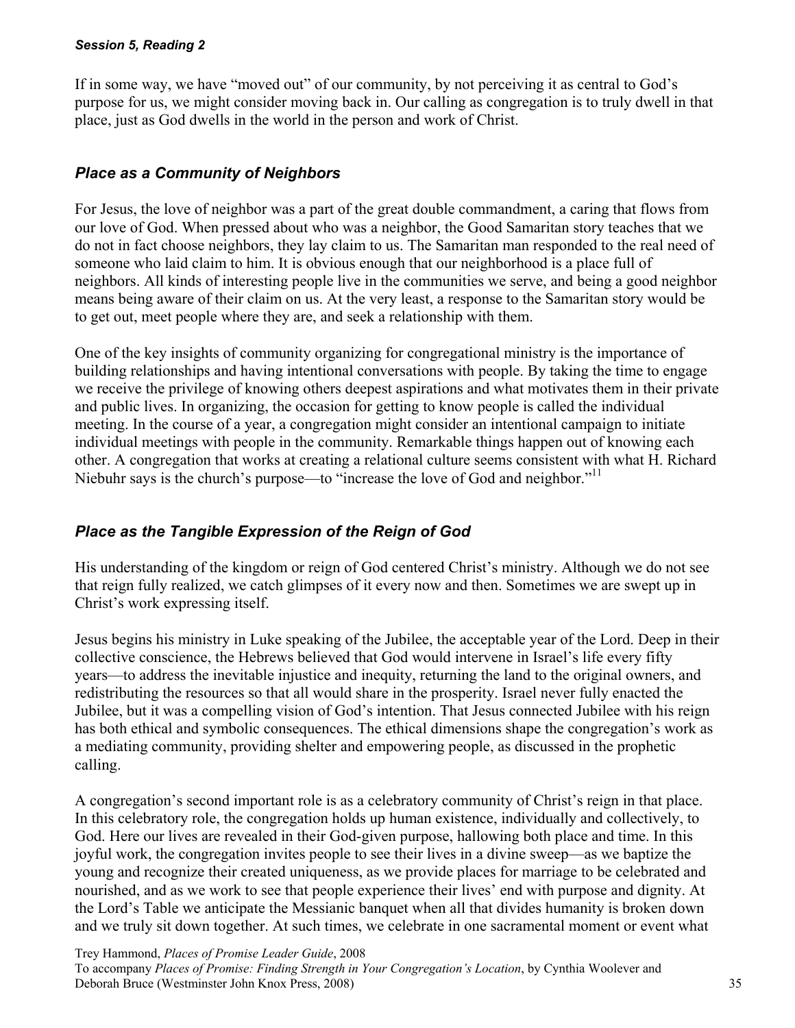If in some way, we have "moved out" of our community, by not perceiving it as central to God's purpose for us, we might consider moving back in. Our calling as congregation is to truly dwell in that place, just as God dwells in the world in the person and work of Christ.

## *Place as a Community of Neighbors*

For Jesus, the love of neighbor was a part of the great double commandment, a caring that flows from our love of God. When pressed about who was a neighbor, the Good Samaritan story teaches that we do not in fact choose neighbors, they lay claim to us. The Samaritan man responded to the real need of someone who laid claim to him. It is obvious enough that our neighborhood is a place full of neighbors. All kinds of interesting people live in the communities we serve, and being a good neighbor means being aware of their claim on us. At the very least, a response to the Samaritan story would be to get out, meet people where they are, and seek a relationship with them.

One of the key insights of community organizing for congregational ministry is the importance of building relationships and having intentional conversations with people. By taking the time to engage we receive the privilege of knowing others deepest aspirations and what motivates them in their private and public lives. In organizing, the occasion for getting to know people is called the individual meeting. In the course of a year, a congregation might consider an intentional campaign to initiate individual meetings with people in the community. Remarkable things happen out of knowing each other. A congregation that works at creating a relational culture seems consistent with what H. Richard Niebuhr says is the church's purpose—to "increase the love of God and neighbor."[11]

## *Place as the Tangible Expression of the Reign of God*

His understanding of the kingdom or reign of God centered Christ's ministry. Although we do not see that reign fully realized, we catch glimpses of it every now and then. Sometimes we are swept up in Christ's work expressing itself.

Jesus begins his ministry in Luke speaking of the Jubilee, the acceptable year of the Lord. Deep in their collective conscience, the Hebrews believed that God would intervene in Israel's life every fifty years—to address the inevitable injustice and inequity, returning the land to the original owners, and redistributing the resources so that all would share in the prosperity. Israel never fully enacted the Jubilee, but it was a compelling vision of God's intention. That Jesus connected Jubilee with his reign has both ethical and symbolic consequences. The ethical dimensions shape the congregation's work as a mediating community, providing shelter and empowering people, as discussed in the prophetic calling.

A congregation's second important role is as a celebratory community of Christ's reign in that place. In this celebratory role, the congregation holds up human existence, individually and collectively, to God. Here our lives are revealed in their God-given purpose, hallowing both place and time. In this joyful work, the congregation invites people to see their lives in a divine sweep—as we baptize the young and recognize their created uniqueness, as we provide places for marriage to be celebrated and nourished, and as we work to see that people experience their lives' end with purpose and dignity. At the Lord's Table we anticipate the Messianic banquet when all that divides humanity is broken down and we truly sit down together. At such times, we celebrate in one sacramental moment or event what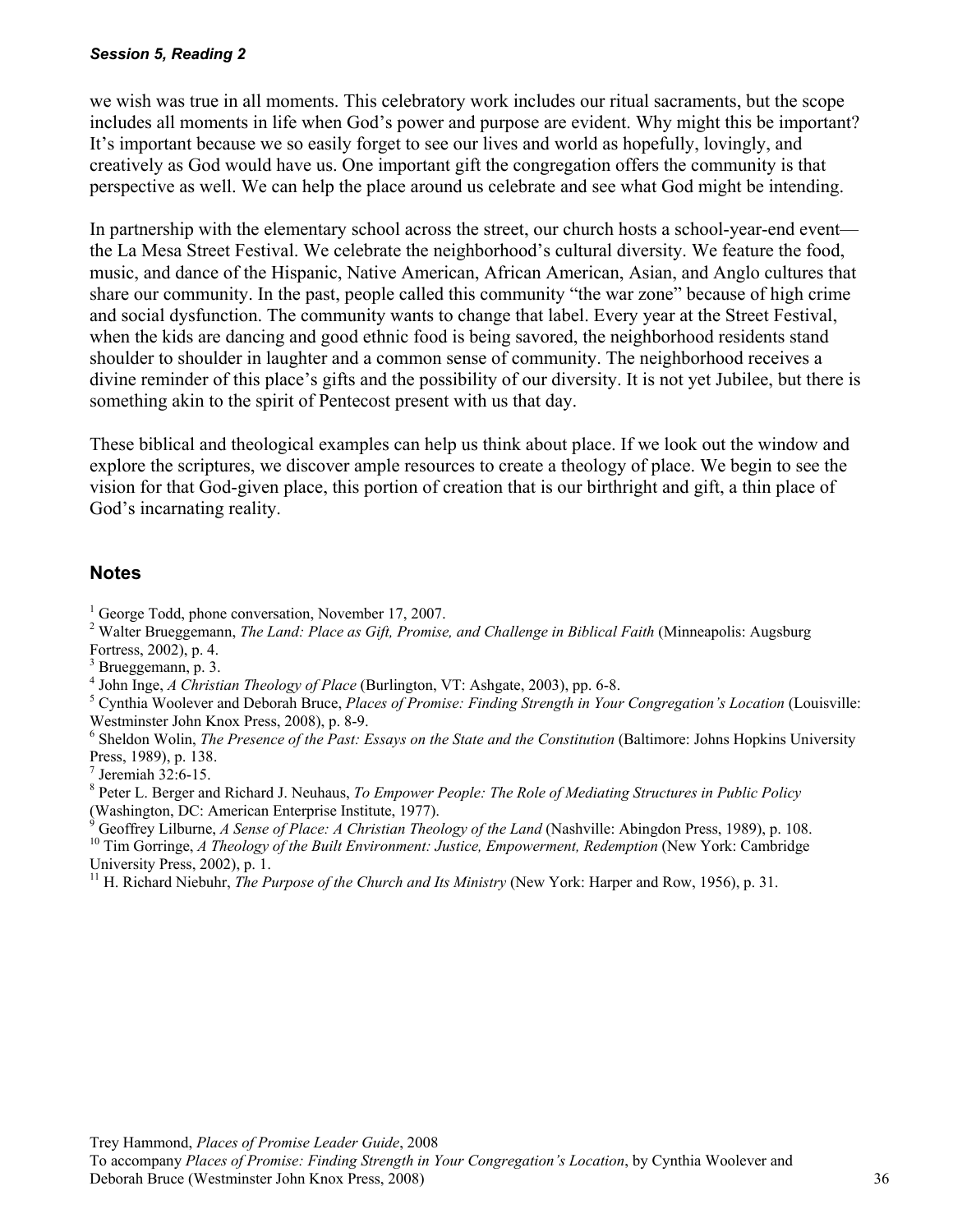we wish was true in all moments. This celebratory work includes our ritual sacraments, but the scope includes all moments in life when God's power and purpose are evident. Why might this be important? It's important because we so easily forget to see our lives and world as hopefully, lovingly, and creatively as God would have us. One important gift the congregation offers the community is that perspective as well. We can help the place around us celebrate and see what God might be intending.

In partnership with the elementary school across the street, our church hosts a school-year-end event—the La Mesa Street Festival. We celebrate the neighborhood's cultural diversity. We feature the food, music, and dance of the Hispanic, Native American, African American, Asian, and Anglo cultures that share our community. In the past, people called this community "the war zone" because of high crime and social dysfunction. The community wants to change that label. Every year at the Street Festival, when the kids are dancing and good ethnic food is being savored, the neighborhood residents stand shoulder to shoulder in laughter and a common sense of community. The neighborhood receives a divine reminder of this place's gifts and the possibility of our diversity. It is not yet Jubilee, but there is something akin to the spirit of Pentecost present with us that day.

These biblical and theological examples can help us think about place. If we look out the window and explore the scriptures, we discover ample resources to create a theology of place. We begin to see the vision for that God-given place, this portion of creation that is our birthright and gift, a thin place of God's incarnating reality.

## Notes

[1] George Todd, phone conversation, November 17, 2007.

[2] Walter Brueggemann, *The Land: Place as Gift, Promise, and Challenge in Biblical Faith* (Minneapolis: Augsburg Fortress, 2002), p. 4.

[3] Brueggemann, p. 3.

[4] John Inge, *A Christian Theology of Place* (Burlington, VT: Ashgate, 2003), pp. 6-8.

[5] Cynthia Woolever and Deborah Bruce, *Places of Promise: Finding Strength in Your Congregation's Location* (Louisville: Westminster John Knox Press, 2008), p. 8-9.

[6] Sheldon Wolin, *The Presence of the Past: Essays on the State and the Constitution* (Baltimore: Johns Hopkins University Press, 1989), p. 138.

[7] Jeremiah 32:6-15.

[8] Peter L. Berger and Richard J. Neuhaus, *To Empower People: The Role of Mediating Structures in Public Policy* (Washington, DC: American Enterprise Institute, 1977).

[9] Geoffrey Lilburne, *A Sense of Place: A Christian Theology of the Land* (Nashville: Abingdon Press, 1989), p. 108.

[10] Tim Gorringe, *A Theology of the Built Environment: Justice, Empowerment, Redemption* (New York: Cambridge University Press, 2002), p. 1.

[11] H. Richard Niebuhr, *The Purpose of the Church and Its Ministry* (New York: Harper and Row, 1956), p. 31.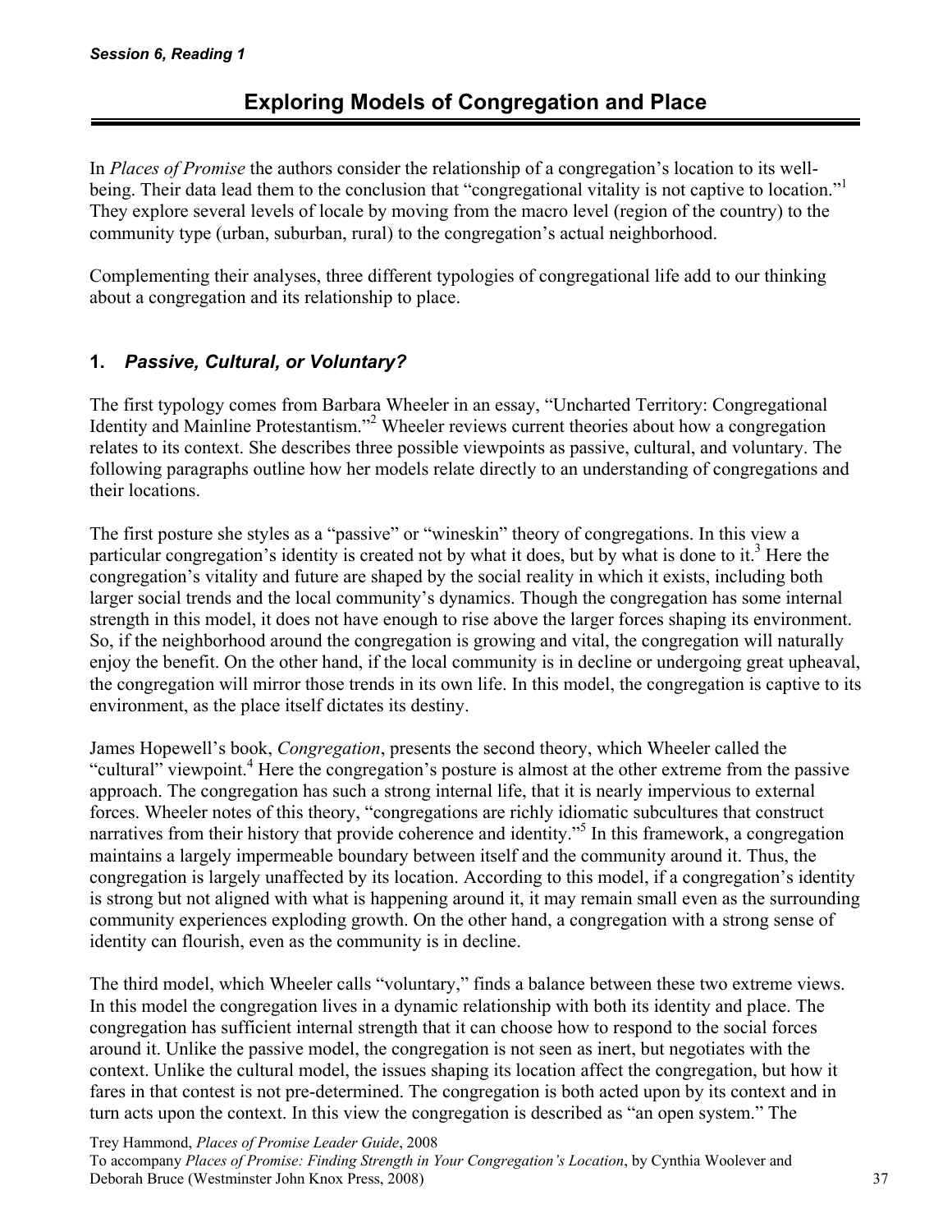Session 6, Reading 1

# Exploring Models of Congregation and Place

In *Places of Promise* the authors consider the relationship of a congregation's location to its well-being. Their data lead them to the conclusion that "congregational vitality is not captive to location."[1] They explore several levels of locale by moving from the macro level (region of the country) to the community type (urban, suburban, rural) to the congregation's actual neighborhood.

Complementing their analyses, three different typologies of congregational life add to our thinking about a congregation and its relationship to place.

## 1. *Passive, Cultural, or Voluntary?*

The first typology comes from Barbara Wheeler in an essay, "Uncharted Territory: Congregational Identity and Mainline Protestantism."[2] Wheeler reviews current theories about how a congregation relates to its context. She describes three possible viewpoints as passive, cultural, and voluntary. The following paragraphs outline how her models relate directly to an understanding of congregations and their locations.

The first posture she styles as a "passive" or "wineskin" theory of congregations. In this view a particular congregation's identity is created not by what it does, but by what is done to it.[3] Here the congregation's vitality and future are shaped by the social reality in which it exists, including both larger social trends and the local community's dynamics. Though the congregation has some internal strength in this model, it does not have enough to rise above the larger forces shaping its environment. So, if the neighborhood around the congregation is growing and vital, the congregation will naturally enjoy the benefit. On the other hand, if the local community is in decline or undergoing great upheaval, the congregation will mirror those trends in its own life. In this model, the congregation is captive to its environment, as the place itself dictates its destiny.

James Hopewell's book, *Congregation*, presents the second theory, which Wheeler called the "cultural" viewpoint.[4] Here the congregation's posture is almost at the other extreme from the passive approach. The congregation has such a strong internal life, that it is nearly impervious to external forces. Wheeler notes of this theory, "congregations are richly idiomatic subcultures that construct narratives from their history that provide coherence and identity."[5] In this framework, a congregation maintains a largely impermeable boundary between itself and the community around it. Thus, the congregation is largely unaffected by its location. According to this model, if a congregation's identity is strong but not aligned with what is happening around it, it may remain small even as the surrounding community experiences exploding growth. On the other hand, a congregation with a strong sense of identity can flourish, even as the community is in decline.

The third model, which Wheeler calls "voluntary," finds a balance between these two extreme views. In this model the congregation lives in a dynamic relationship with both its identity and place. The congregation has sufficient internal strength that it can choose how to respond to the social forces around it. Unlike the passive model, the congregation is not seen as inert, but negotiates with the context. Unlike the cultural model, the issues shaping its location affect the congregation, but how it fares in that contest is not pre-determined. The congregation is both acted upon by its context and in turn acts upon the context. In this view the congregation is described as "an open system." The

Trey Hammond, *Places of Promise Leader Guide*, 2008
To accompany *Places of Promise: Finding Strength in Your Congregation's Location*, by Cynthia Woolever and Deborah Bruce (Westminster John Knox Press, 2008)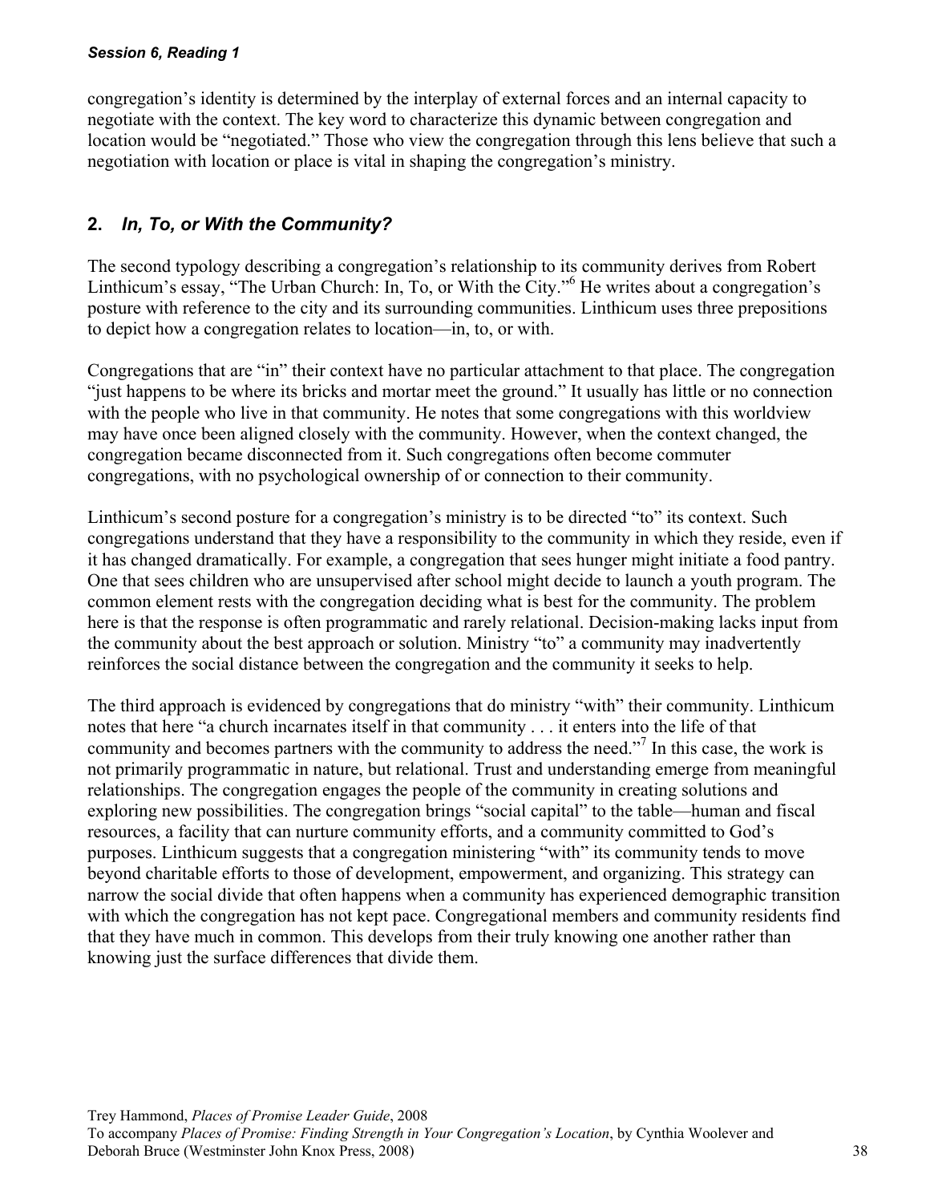congregation's identity is determined by the interplay of external forces and an internal capacity to negotiate with the context. The key word to characterize this dynamic between congregation and location would be "negotiated." Those who view the congregation through this lens believe that such a negotiation with location or place is vital in shaping the congregation's ministry.

## 2. *In, To, or With the Community?*

The second typology describing a congregation's relationship to its community derives from Robert Linthicum's essay, "The Urban Church: In, To, or With the City."[6] He writes about a congregation's posture with reference to the city and its surrounding communities. Linthicum uses three prepositions to depict how a congregation relates to location—in, to, or with.

Congregations that are "in" their context have no particular attachment to that place. The congregation "just happens to be where its bricks and mortar meet the ground." It usually has little or no connection with the people who live in that community. He notes that some congregations with this worldview may have once been aligned closely with the community. However, when the context changed, the congregation became disconnected from it. Such congregations often become commuter congregations, with no psychological ownership of or connection to their community.

Linthicum's second posture for a congregation's ministry is to be directed "to" its context. Such congregations understand that they have a responsibility to the community in which they reside, even if it has changed dramatically. For example, a congregation that sees hunger might initiate a food pantry. One that sees children who are unsupervised after school might decide to launch a youth program. The common element rests with the congregation deciding what is best for the community. The problem here is that the response is often programmatic and rarely relational. Decision-making lacks input from the community about the best approach or solution. Ministry "to" a community may inadvertently reinforces the social distance between the congregation and the community it seeks to help.

The third approach is evidenced by congregations that do ministry "with" their community. Linthicum notes that here "a church incarnates itself in that community . . . it enters into the life of that community and becomes partners with the community to address the need."[7] In this case, the work is not primarily programmatic in nature, but relational. Trust and understanding emerge from meaningful relationships. The congregation engages the people of the community in creating solutions and exploring new possibilities. The congregation brings "social capital" to the table—human and fiscal resources, a facility that can nurture community efforts, and a community committed to God's purposes. Linthicum suggests that a congregation ministering "with" its community tends to move beyond charitable efforts to those of development, empowerment, and organizing. This strategy can narrow the social divide that often happens when a community has experienced demographic transition with which the congregation has not kept pace. Congregational members and community residents find that they have much in common. This develops from their truly knowing one another rather than knowing just the surface differences that divide them.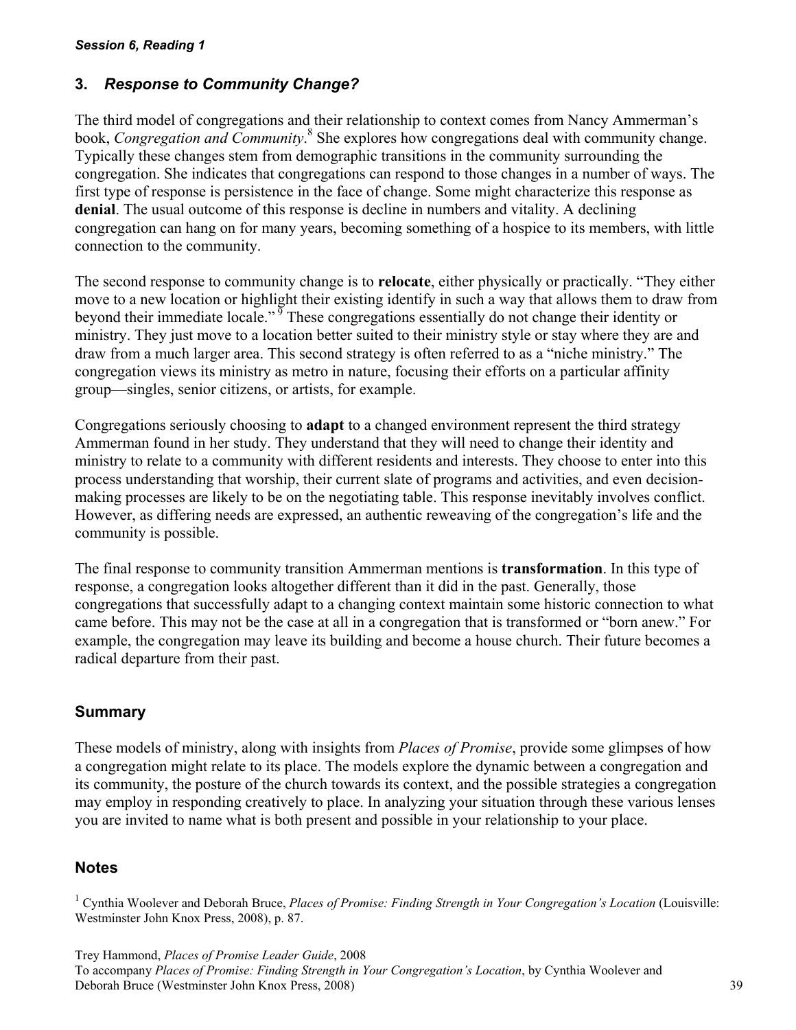*Session 6, Reading 1*

### 3. *Response to Community Change?*

The third model of congregations and their relationship to context comes from Nancy Ammerman's book, *Congregation and Community*.[8] She explores how congregations deal with community change. Typically these changes stem from demographic transitions in the community surrounding the congregation. She indicates that congregations can respond to those changes in a number of ways. The first type of response is persistence in the face of change. Some might characterize this response as **denial**. The usual outcome of this response is decline in numbers and vitality. A declining congregation can hang on for many years, becoming something of a hospice to its members, with little connection to the community.

The second response to community change is to **relocate**, either physically or practically. "They either move to a new location or highlight their existing identify in such a way that allows them to draw from beyond their immediate locale."[9] These congregations essentially do not change their identity or ministry. They just move to a location better suited to their ministry style or stay where they are and draw from a much larger area. This second strategy is often referred to as a "niche ministry." The congregation views its ministry as metro in nature, focusing their efforts on a particular affinity group—singles, senior citizens, or artists, for example.

Congregations seriously choosing to **adapt** to a changed environment represent the third strategy Ammerman found in her study. They understand that they will need to change their identity and ministry to relate to a community with different residents and interests. They choose to enter into this process understanding that worship, their current slate of programs and activities, and even decision-making processes are likely to be on the negotiating table. This response inevitably involves conflict. However, as differing needs are expressed, an authentic reweaving of the congregation's life and the community is possible.

The final response to community transition Ammerman mentions is **transformation**. In this type of response, a congregation looks altogether different than it did in the past. Generally, those congregations that successfully adapt to a changing context maintain some historic connection to what came before. This may not be the case at all in a congregation that is transformed or "born anew." For example, the congregation may leave its building and become a house church. Their future becomes a radical departure from their past.

## Summary

These models of ministry, along with insights from *Places of Promise*, provide some glimpses of how a congregation might relate to its place. The models explore the dynamic between a congregation and its community, the posture of the church towards its context, and the possible strategies a congregation may employ in responding creatively to place. In analyzing your situation through these various lenses you are invited to name what is both present and possible in your relationship to your place.

## Notes

[1] Cynthia Woolever and Deborah Bruce, *Places of Promise: Finding Strength in Your Congregation's Location* (Louisville: Westminster John Knox Press, 2008), p. 87.

Trey Hammond, *Places of Promise Leader Guide*, 2008
To accompany *Places of Promise: Finding Strength in Your Congregation's Location*, by Cynthia Woolever and Deborah Bruce (Westminster John Knox Press, 2008)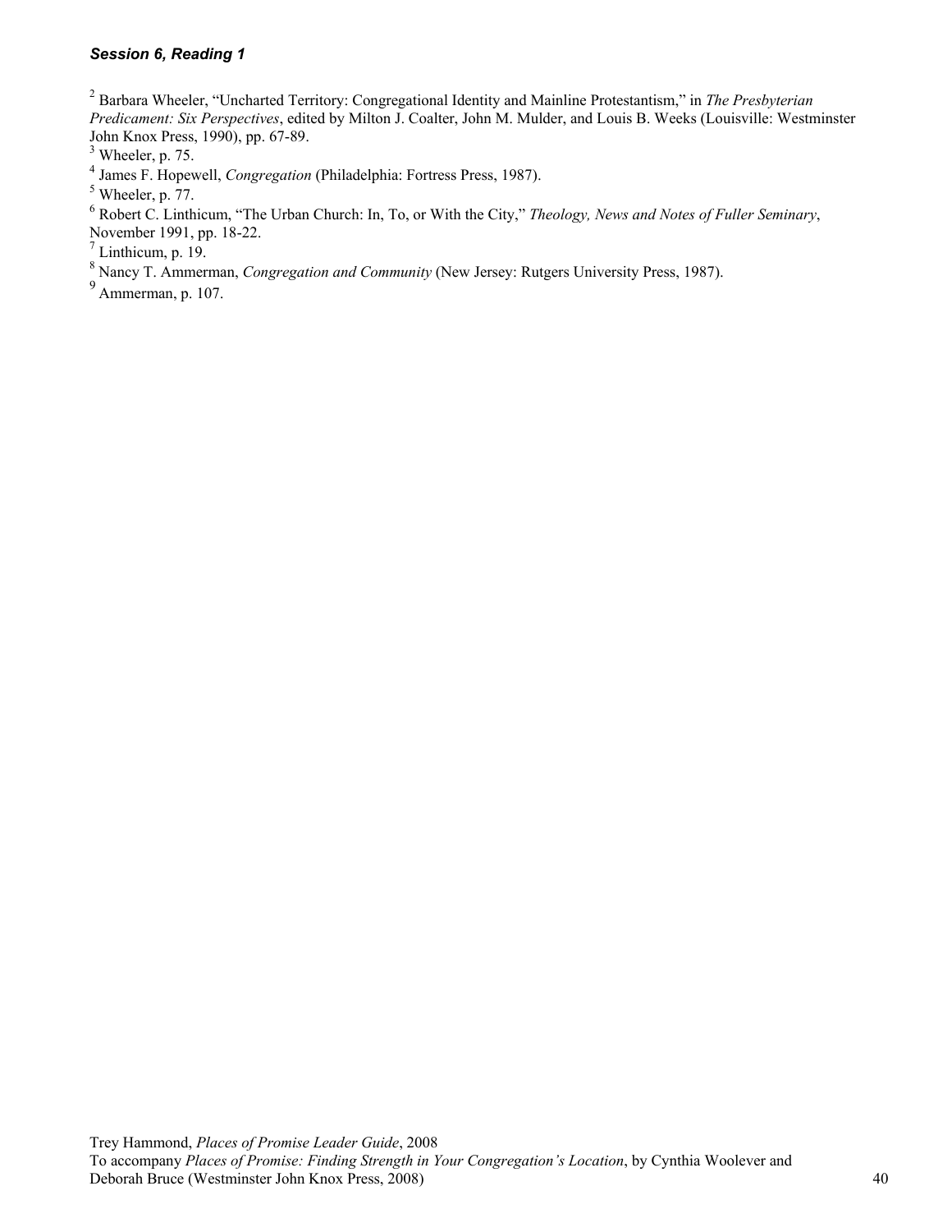[2] Barbara Wheeler, "Uncharted Territory: Congregational Identity and Mainline Protestantism," in *The Presbyterian Predicament: Six Perspectives*, edited by Milton J. Coalter, John M. Mulder, and Louis B. Weeks (Louisville: Westminster John Knox Press, 1990), pp. 67-89.

[3] Wheeler, p. 75.

[4] James F. Hopewell, *Congregation* (Philadelphia: Fortress Press, 1987).

[5] Wheeler, p. 77.

[6] Robert C. Linthicum, "The Urban Church: In, To, or With the City," *Theology, News and Notes of Fuller Seminary*, November 1991, pp. 18-22.

[7] Linthicum, p. 19.

[8] Nancy T. Ammerman, *Congregation and Community* (New Jersey: Rutgers University Press, 1987).

[9] Ammerman, p. 107.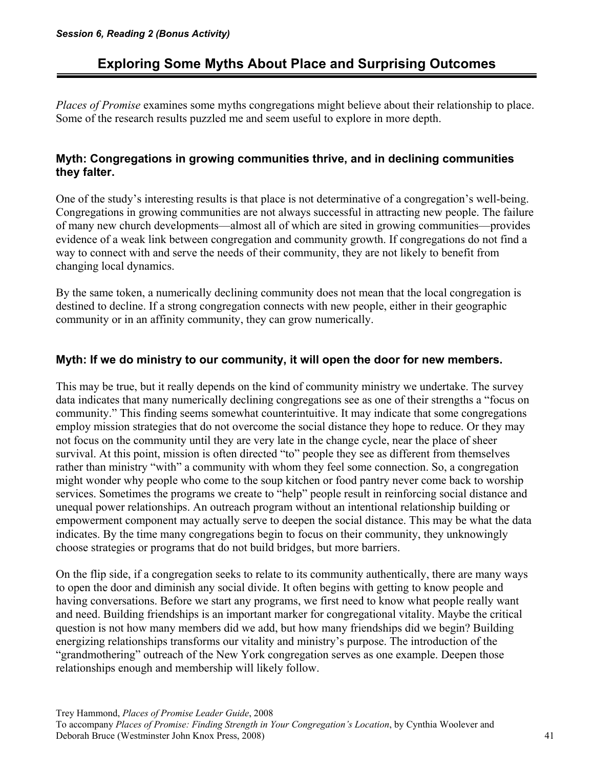*Session 6, Reading 2 (Bonus Activity)*

# Exploring Some Myths About Place and Surprising Outcomes

*Places of Promise* examines some myths congregations might believe about their relationship to place. Some of the research results puzzled me and seem useful to explore in more depth.

### Myth: Congregations in growing communities thrive, and in declining communities they falter.

One of the study's interesting results is that place is not determinative of a congregation's well-being. Congregations in growing communities are not always successful in attracting new people. The failure of many new church developments—almost all of which are sited in growing communities—provides evidence of a weak link between congregation and community growth. If congregations do not find a way to connect with and serve the needs of their community, they are not likely to benefit from changing local dynamics.

By the same token, a numerically declining community does not mean that the local congregation is destined to decline. If a strong congregation connects with new people, either in their geographic community or in an affinity community, they can grow numerically.

### Myth: If we do ministry to our community, it will open the door for new members.

This may be true, but it really depends on the kind of community ministry we undertake. The survey data indicates that many numerically declining congregations see as one of their strengths a "focus on community." This finding seems somewhat counterintuitive. It may indicate that some congregations employ mission strategies that do not overcome the social distance they hope to reduce. Or they may not focus on the community until they are very late in the change cycle, near the place of sheer survival. At this point, mission is often directed "to" people they see as different from themselves rather than ministry "with" a community with whom they feel some connection. So, a congregation might wonder why people who come to the soup kitchen or food pantry never come back to worship services. Sometimes the programs we create to "help" people result in reinforcing social distance and unequal power relationships. An outreach program without an intentional relationship building or empowerment component may actually serve to deepen the social distance. This may be what the data indicates. By the time many congregations begin to focus on their community, they unknowingly choose strategies or programs that do not build bridges, but more barriers.

On the flip side, if a congregation seeks to relate to its community authentically, there are many ways to open the door and diminish any social divide. It often begins with getting to know people and having conversations. Before we start any programs, we first need to know what people really want and need. Building friendships is an important marker for congregational vitality. Maybe the critical question is not how many members did we add, but how many friendships did we begin? Building energizing relationships transforms our vitality and ministry's purpose. The introduction of the "grandmothering" outreach of the New York congregation serves as one example. Deepen those relationships enough and membership will likely follow.

Trey Hammond, *Places of Promise Leader Guide*, 2008
To accompany *Places of Promise: Finding Strength in Your Congregation's Location*, by Cynthia Woolever and Deborah Bruce (Westminster John Knox Press, 2008)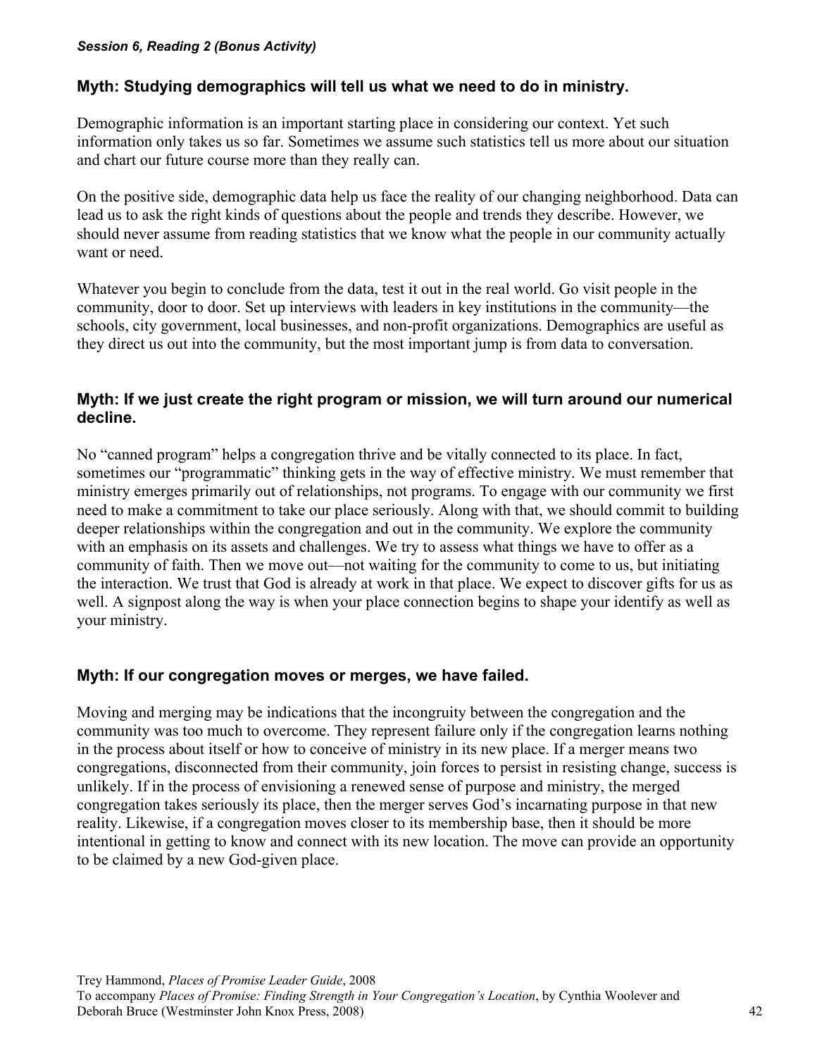*Session 6, Reading 2 (Bonus Activity)*

### Myth: Studying demographics will tell us what we need to do in ministry.

Demographic information is an important starting place in considering our context. Yet such information only takes us so far. Sometimes we assume such statistics tell us more about our situation and chart our future course more than they really can.

On the positive side, demographic data help us face the reality of our changing neighborhood. Data can lead us to ask the right kinds of questions about the people and trends they describe. However, we should never assume from reading statistics that we know what the people in our community actually want or need.

Whatever you begin to conclude from the data, test it out in the real world. Go visit people in the community, door to door. Set up interviews with leaders in key institutions in the community—the schools, city government, local businesses, and non-profit organizations. Demographics are useful as they direct us out into the community, but the most important jump is from data to conversation.

### Myth: If we just create the right program or mission, we will turn around our numerical decline.

No "canned program" helps a congregation thrive and be vitally connected to its place. In fact, sometimes our "programmatic" thinking gets in the way of effective ministry. We must remember that ministry emerges primarily out of relationships, not programs. To engage with our community we first need to make a commitment to take our place seriously. Along with that, we should commit to building deeper relationships within the congregation and out in the community. We explore the community with an emphasis on its assets and challenges. We try to assess what things we have to offer as a community of faith. Then we move out—not waiting for the community to come to us, but initiating the interaction. We trust that God is already at work in that place. We expect to discover gifts for us as well. A signpost along the way is when your place connection begins to shape your identify as well as your ministry.

### Myth: If our congregation moves or merges, we have failed.

Moving and merging may be indications that the incongruity between the congregation and the community was too much to overcome. They represent failure only if the congregation learns nothing in the process about itself or how to conceive of ministry in its new place. If a merger means two congregations, disconnected from their community, join forces to persist in resisting change, success is unlikely. If in the process of envisioning a renewed sense of purpose and ministry, the merged congregation takes seriously its place, then the merger serves God's incarnating purpose in that new reality. Likewise, if a congregation moves closer to its membership base, then it should be more intentional in getting to know and connect with its new location. The move can provide an opportunity to be claimed by a new God-given place.

Trey Hammond, *Places of Promise Leader Guide*, 2008
To accompany *Places of Promise: Finding Strength in Your Congregation's Location*, by Cynthia Woolever and Deborah Bruce (Westminster John Knox Press, 2008)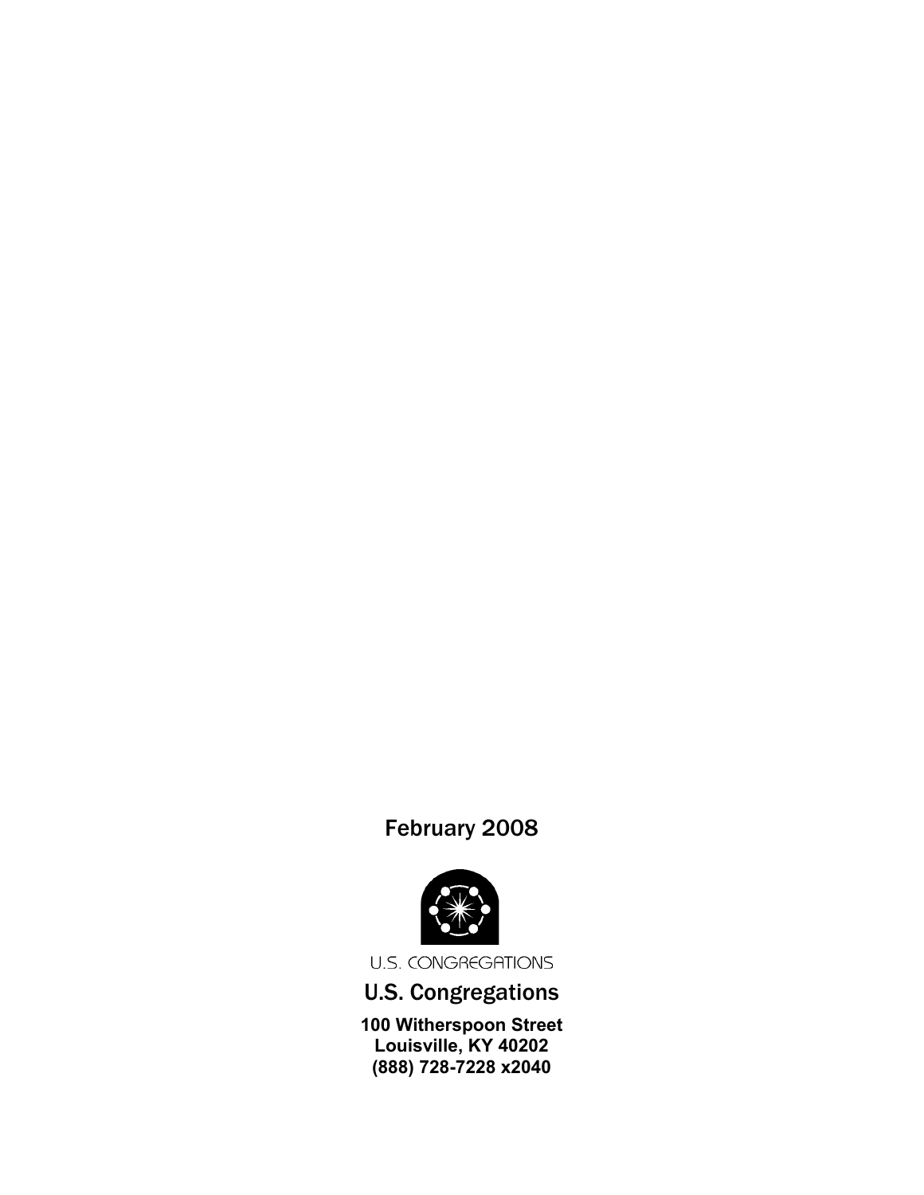February 2008

U.S. CONGREGATIONS

U.S. Congregations

**100 Witherspoon Street**
**Louisville, KY 40202**
**(888) 728-7228 x2040**